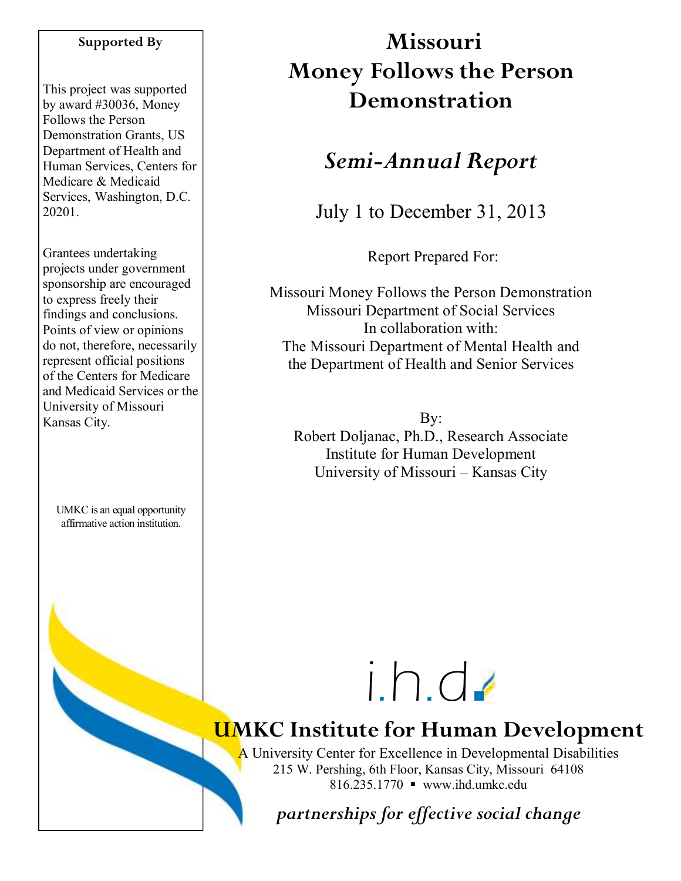# Missouri Money Follows the Person Demonstration

## *Semi-Annual Report*

July 1 to December 31, 2013

Report Prepared For:

Missouri Money Follows the Person Demonstration
Missouri Department of Social Services
In collaboration with:
The Missouri Department of Mental Health and the Department of Health and Senior Services

By:
Robert Doljanac, Ph.D., Research Associate
Institute for Human Development
University of Missouri – Kansas City

**Supported By**

This project was supported by award #30036, Money Follows the Person Demonstration Grants, US Department of Health and Human Services, Centers for Medicare & Medicaid Services, Washington, D.C. 20201.

Grantees undertaking projects under government sponsorship are encouraged to express freely their findings and conclusions. Points of view or opinions do not, therefore, necessarily represent official positions of the Centers for Medicare and Medicaid Services or the University of Missouri Kansas City.

UMKC is an equal opportunity affirmative action institution.

i.h.d.

**UMKC Institute for Human Development**

A University Center for Excellence in Developmental Disabilities
215 W. Pershing, 6th Floor, Kansas City, Missouri 64108
816.235.1770 ▪ www.ihd.umkc.edu

*partnerships for effective social change*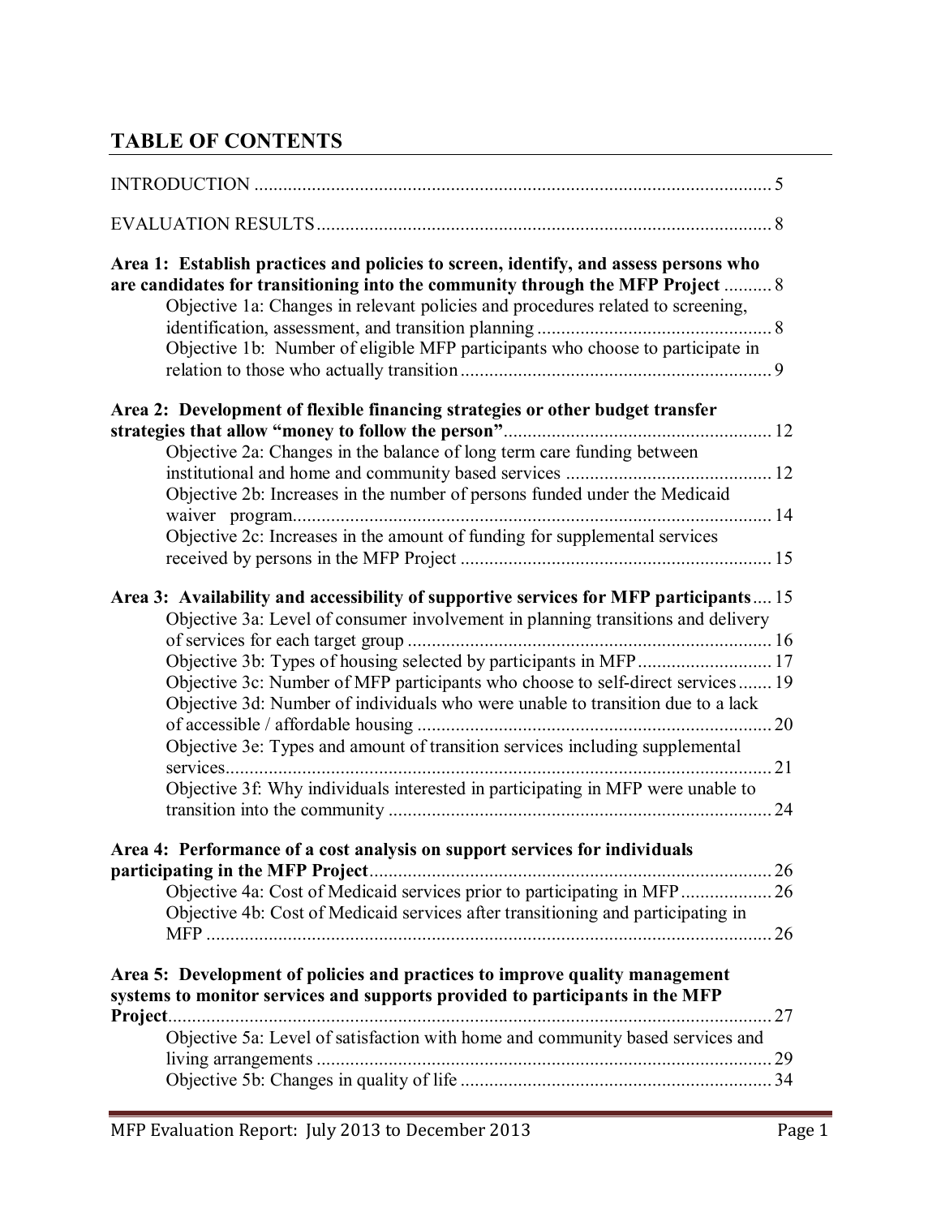## TABLE OF CONTENTS

INTRODUCTION ..... 5

EVALUATION RESULTS ..... 8

**Area 1: Establish practices and policies to screen, identify, and assess persons who are candidates for transitioning into the community through the MFP Project** ..... 8

- Objective 1a: Changes in relevant policies and procedures related to screening, identification, assessment, and transition planning ..... 8
- Objective 1b: Number of eligible MFP participants who choose to participate in relation to those who actually transition ..... 9

**Area 2: Development of flexible financing strategies or other budget transfer strategies that allow "money to follow the person"** ..... 12

- Objective 2a: Changes in the balance of long term care funding between institutional and home and community based services ..... 12
- Objective 2b: Increases in the number of persons funded under the Medicaid waiver program ..... 14
- Objective 2c: Increases in the amount of funding for supplemental services received by persons in the MFP Project ..... 15

**Area 3: Availability and accessibility of supportive services for MFP participants** ..... 15

- Objective 3a: Level of consumer involvement in planning transitions and delivery of services for each target group ..... 16
- Objective 3b: Types of housing selected by participants in MFP ..... 17
- Objective 3c: Number of MFP participants who choose to self-direct services ..... 19
- Objective 3d: Number of individuals who were unable to transition due to a lack of accessible / affordable housing ..... 20
- Objective 3e: Types and amount of transition services including supplemental services ..... 21
- Objective 3f: Why individuals interested in participating in MFP were unable to transition into the community ..... 24

**Area 4: Performance of a cost analysis on support services for individuals participating in the MFP Project** ..... 26

- Objective 4a: Cost of Medicaid services prior to participating in MFP ..... 26
- Objective 4b: Cost of Medicaid services after transitioning and participating in MFP ..... 26

**Area 5: Development of policies and practices to improve quality management systems to monitor services and supports provided to participants in the MFP Project** ..... 27

- Objective 5a: Level of satisfaction with home and community based services and living arrangements ..... 29
- Objective 5b: Changes in quality of life ..... 34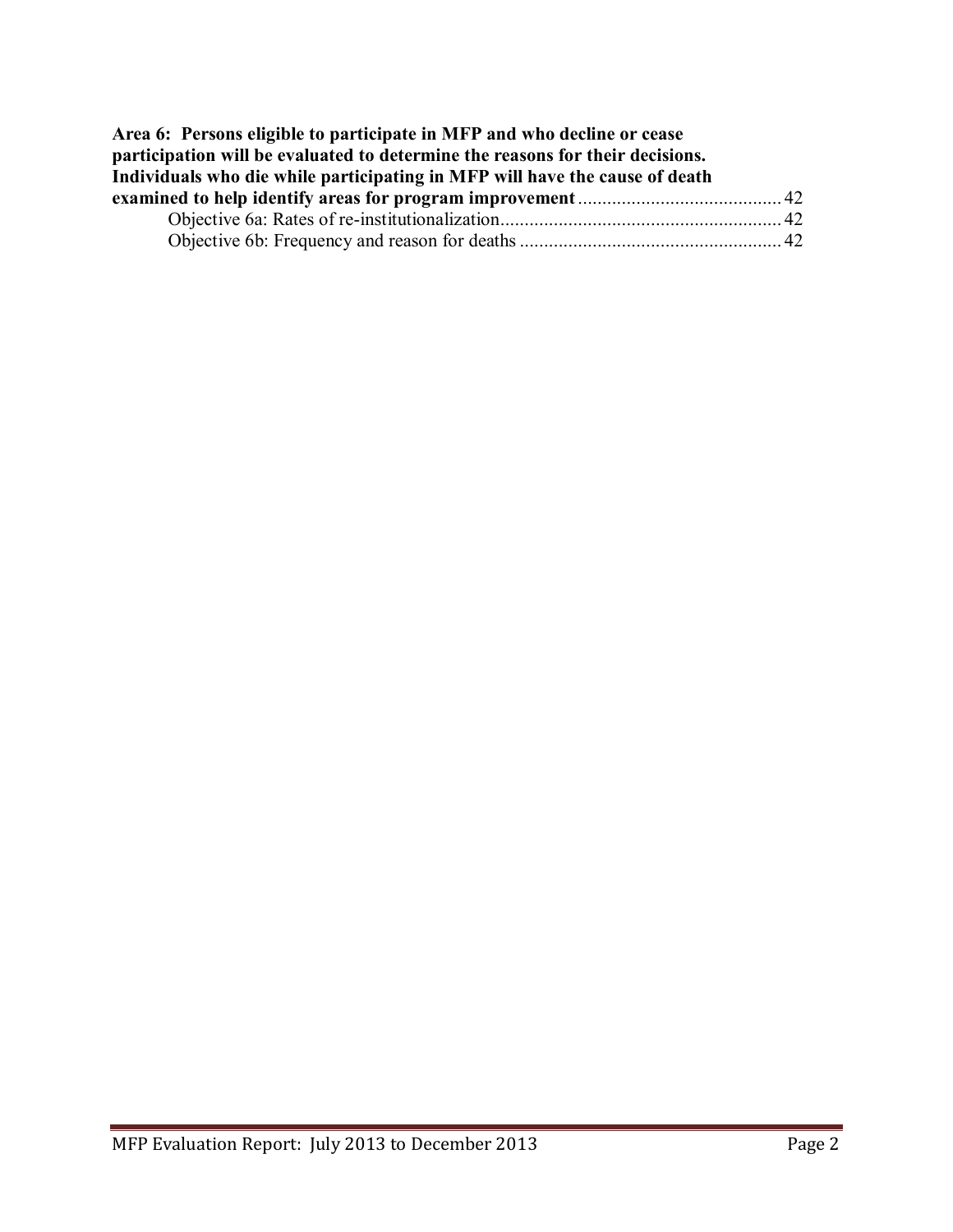**Area 6: Persons eligible to participate in MFP and who decline or cease participation will be evaluated to determine the reasons for their decisions. Individuals who die while participating in MFP will have the cause of death examined to help identify areas for program improvement** .......................................... 42

Objective 6a: Rates of re-institutionalization.......................................................... 42

Objective 6b: Frequency and reason for deaths ...................................................... 42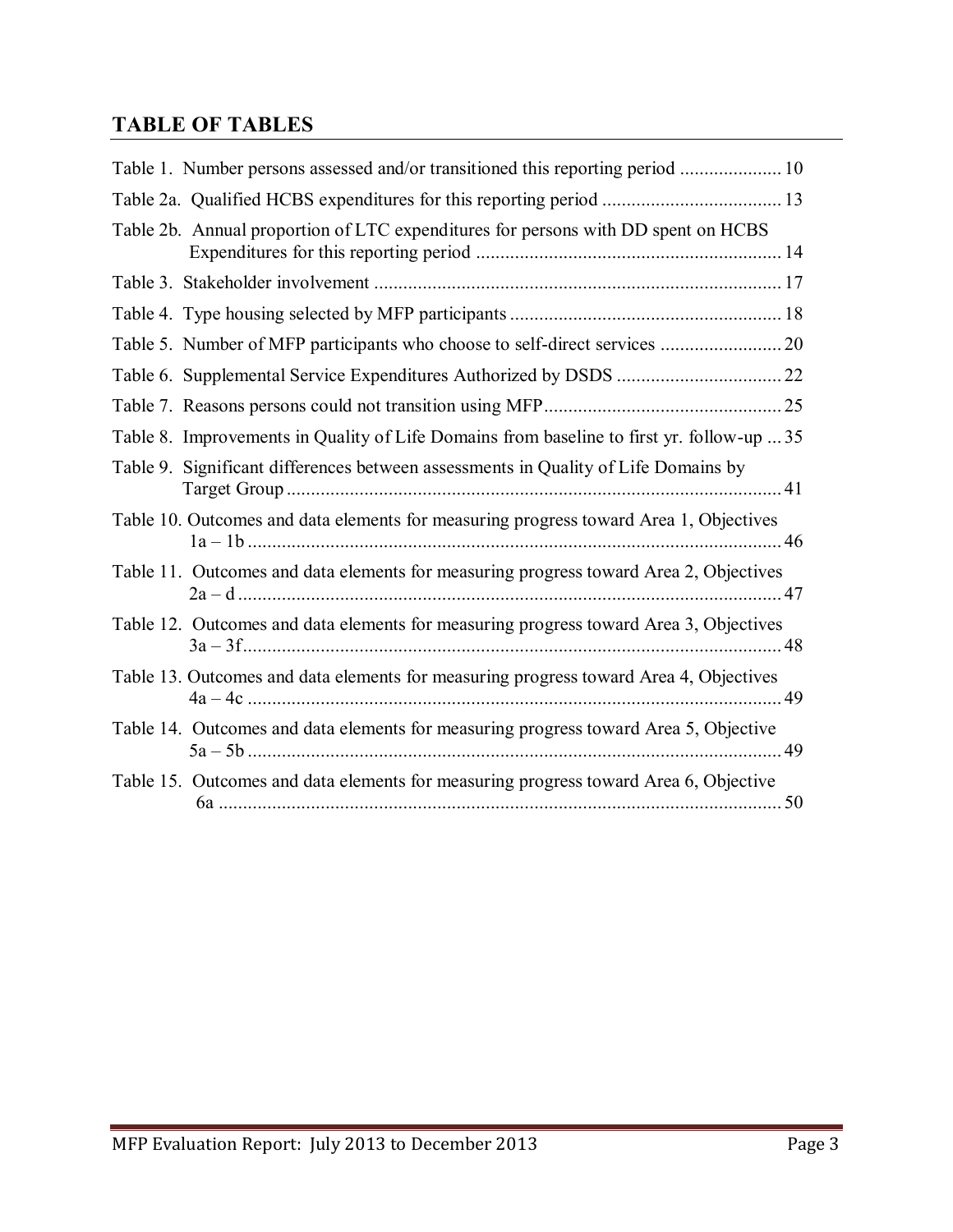## TABLE OF TABLES

Table 1. Number persons assessed and/or transitioned this reporting period ..................... 10

Table 2a. Qualified HCBS expenditures for this reporting period ..................................... 13

Table 2b. Annual proportion of LTC expenditures for persons with DD spent on HCBS Expenditures for this reporting period ............................................................... 14

Table 3. Stakeholder involvement .................................................................................... 17

Table 4. Type housing selected by MFP participants ........................................................ 18

Table 5. Number of MFP participants who choose to self-direct services ......................... 20

Table 6. Supplemental Service Expenditures Authorized by DSDS .................................. 22

Table 7. Reasons persons could not transition using MFP ................................................. 25

Table 8. Improvements in Quality of Life Domains from baseline to first yr. follow-up ... 35

Table 9. Significant differences between assessments in Quality of Life Domains by Target Group ....................................................................................................... 41

Table 10. Outcomes and data elements for measuring progress toward Area 1, Objectives 1a – 1b ............................................................................................................. 46

Table 11. Outcomes and data elements for measuring progress toward Area 2, Objectives 2a – d ................................................................................................................ 47

Table 12. Outcomes and data elements for measuring progress toward Area 3, Objectives 3a – 3f ............................................................................................................... 48

Table 13. Outcomes and data elements for measuring progress toward Area 4, Objectives 4a – 4c .............................................................................................................. 49

Table 14. Outcomes and data elements for measuring progress toward Area 5, Objective 5a – 5b .............................................................................................................. 49

Table 15. Outcomes and data elements for measuring progress toward Area 6, Objective 6a .................................................................................................................... 50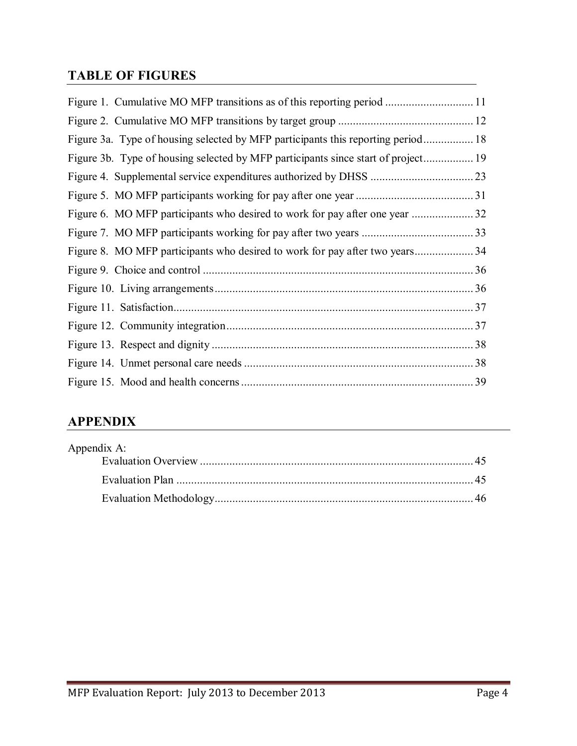## TABLE OF FIGURES

Figure 1. Cumulative MO MFP transitions as of this reporting period ............................ 11

Figure 2. Cumulative MO MFP transitions by target group ............................................ 12

Figure 3a. Type of housing selected by MFP participants this reporting period................ 18

Figure 3b. Type of housing selected by MFP participants since start of project................ 19

Figure 4. Supplemental service expenditures authorized by DHSS .................................. 23

Figure 5. MO MFP participants working for pay after one year ....................................... 31

Figure 6. MO MFP participants who desired to work for pay after one year .................... 32

Figure 7. MO MFP participants working for pay after two years ..................................... 33

Figure 8. MO MFP participants who desired to work for pay after two years................... 34

Figure 9. Choice and control .......................................................................................... 36

Figure 10. Living arrangements...................................................................................... 36

Figure 11. Satisfaction.................................................................................................... 37

Figure 12. Community integration.................................................................................. 37

Figure 13. Respect and dignity ....................................................................................... 38

Figure 14. Unmet personal care needs ............................................................................ 38

Figure 15. Mood and health concerns ............................................................................. 39

## APPENDIX

Appendix A:

- Evaluation Overview ............................................................................................ 45
- Evaluation Plan .................................................................................................... 45
- Evaluation Methodology....................................................................................... 46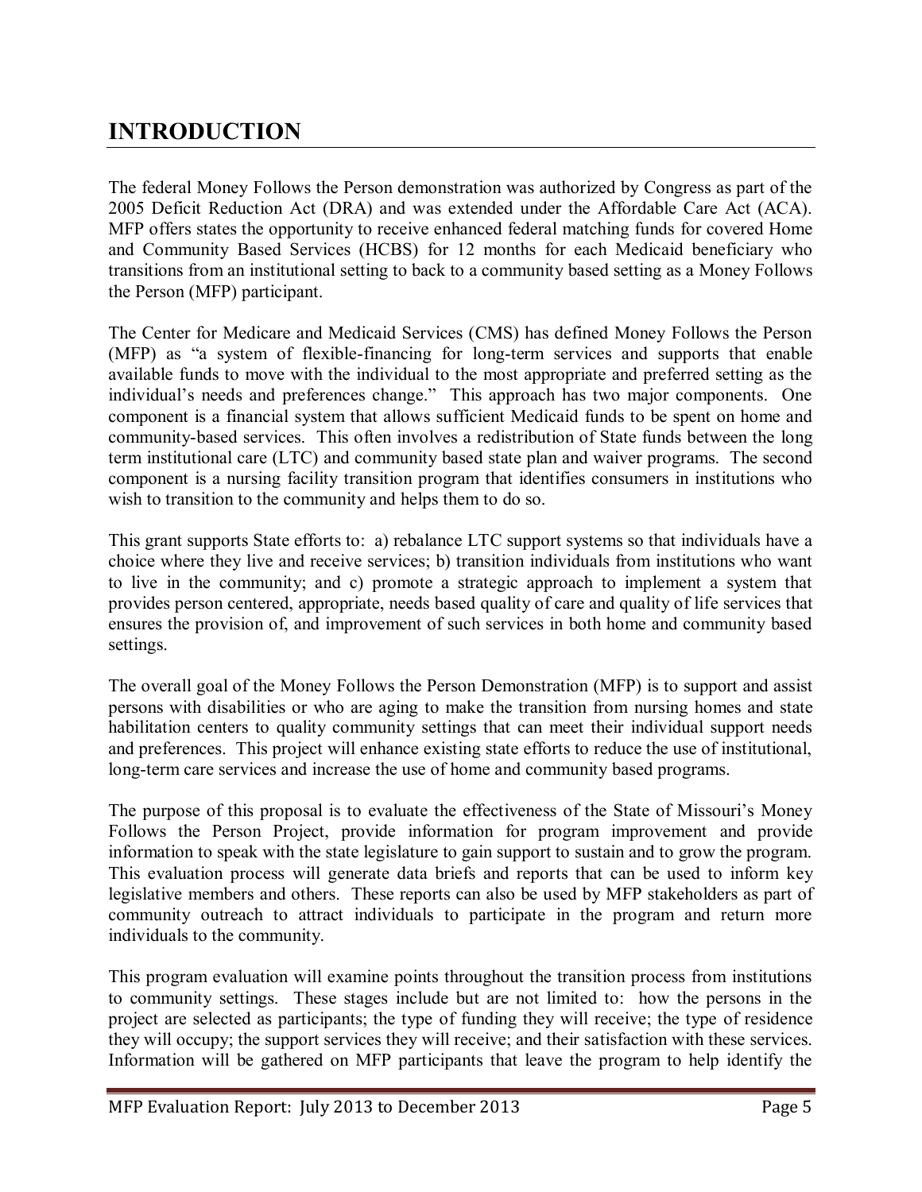# INTRODUCTION

The federal Money Follows the Person demonstration was authorized by Congress as part of the 2005 Deficit Reduction Act (DRA) and was extended under the Affordable Care Act (ACA). MFP offers states the opportunity to receive enhanced federal matching funds for covered Home and Community Based Services (HCBS) for 12 months for each Medicaid beneficiary who transitions from an institutional setting to back to a community based setting as a Money Follows the Person (MFP) participant.

The Center for Medicare and Medicaid Services (CMS) has defined Money Follows the Person (MFP) as "a system of flexible-financing for long-term services and supports that enable available funds to move with the individual to the most appropriate and preferred setting as the individual's needs and preferences change." This approach has two major components. One component is a financial system that allows sufficient Medicaid funds to be spent on home and community-based services. This often involves a redistribution of State funds between the long term institutional care (LTC) and community based state plan and waiver programs. The second component is a nursing facility transition program that identifies consumers in institutions who wish to transition to the community and helps them to do so.

This grant supports State efforts to: a) rebalance LTC support systems so that individuals have a choice where they live and receive services; b) transition individuals from institutions who want to live in the community; and c) promote a strategic approach to implement a system that provides person centered, appropriate, needs based quality of care and quality of life services that ensures the provision of, and improvement of such services in both home and community based settings.

The overall goal of the Money Follows the Person Demonstration (MFP) is to support and assist persons with disabilities or who are aging to make the transition from nursing homes and state habilitation centers to quality community settings that can meet their individual support needs and preferences. This project will enhance existing state efforts to reduce the use of institutional, long-term care services and increase the use of home and community based programs.

The purpose of this proposal is to evaluate the effectiveness of the State of Missouri's Money Follows the Person Project, provide information for program improvement and provide information to speak with the state legislature to gain support to sustain and to grow the program. This evaluation process will generate data briefs and reports that can be used to inform key legislative members and others. These reports can also be used by MFP stakeholders as part of community outreach to attract individuals to participate in the program and return more individuals to the community.

This program evaluation will examine points throughout the transition process from institutions to community settings. These stages include but are not limited to: how the persons in the project are selected as participants; the type of funding they will receive; the type of residence they will occupy; the support services they will receive; and their satisfaction with these services. Information will be gathered on MFP participants that leave the program to help identify the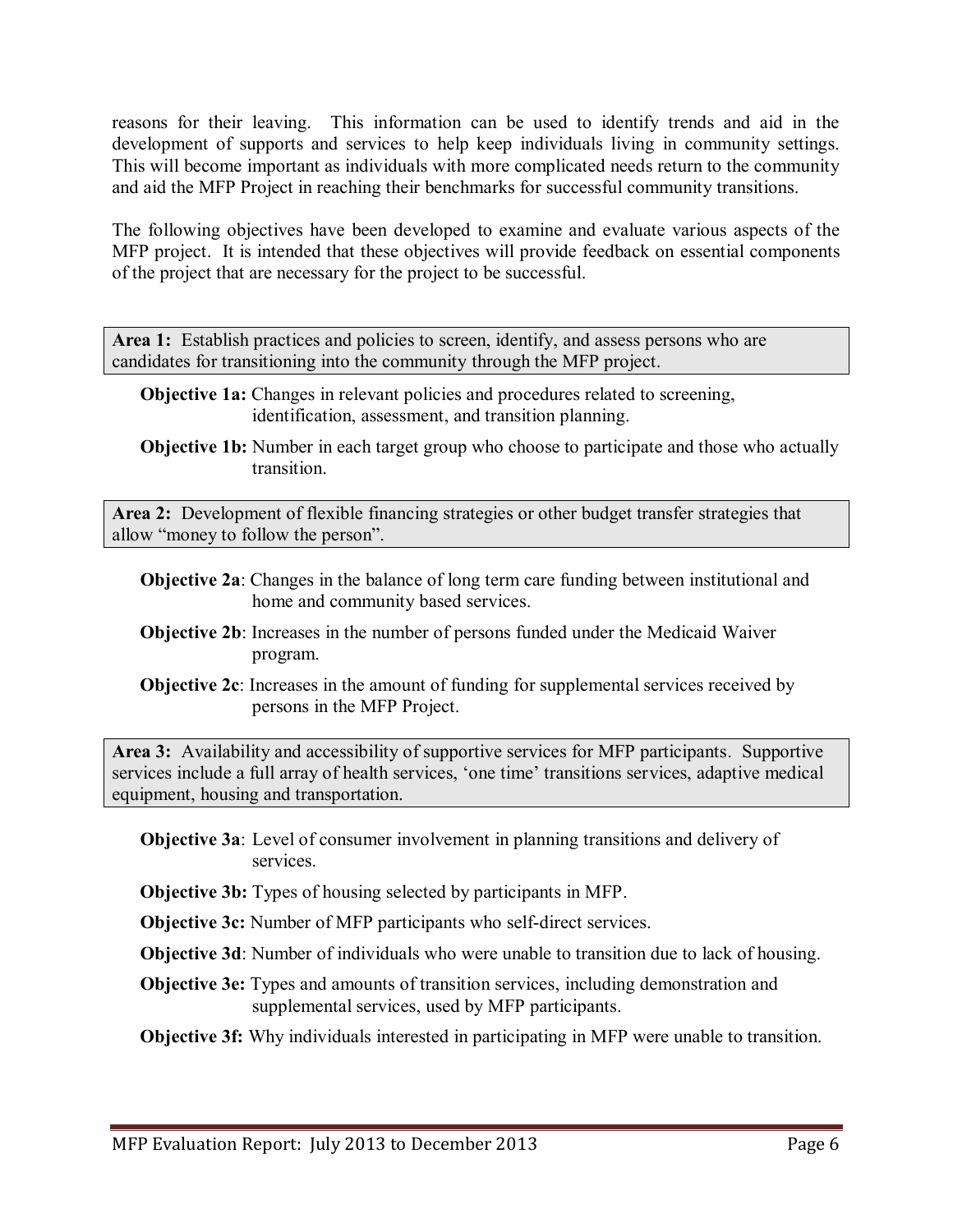reasons for their leaving. This information can be used to identify trends and aid in the development of supports and services to help keep individuals living in community settings. This will become important as individuals with more complicated needs return to the community and aid the MFP Project in reaching their benchmarks for successful community transitions.

The following objectives have been developed to examine and evaluate various aspects of the MFP project. It is intended that these objectives will provide feedback on essential components of the project that are necessary for the project to be successful.

**Area 1:** Establish practices and policies to screen, identify, and assess persons who are candidates for transitioning into the community through the MFP project.

**Objective 1a:** Changes in relevant policies and procedures related to screening, identification, assessment, and transition planning.

**Objective 1b:** Number in each target group who choose to participate and those who actually transition.

**Area 2:** Development of flexible financing strategies or other budget transfer strategies that allow "money to follow the person".

**Objective 2a**: Changes in the balance of long term care funding between institutional and home and community based services.

**Objective 2b**: Increases in the number of persons funded under the Medicaid Waiver program.

**Objective 2c**: Increases in the amount of funding for supplemental services received by persons in the MFP Project.

**Area 3:** Availability and accessibility of supportive services for MFP participants. Supportive services include a full array of health services, 'one time' transitions services, adaptive medical equipment, housing and transportation.

**Objective 3a**: Level of consumer involvement in planning transitions and delivery of services.

**Objective 3b:** Types of housing selected by participants in MFP.

**Objective 3c:** Number of MFP participants who self-direct services.

**Objective 3d**: Number of individuals who were unable to transition due to lack of housing.

**Objective 3e:** Types and amounts of transition services, including demonstration and supplemental services, used by MFP participants.

**Objective 3f:** Why individuals interested in participating in MFP were unable to transition.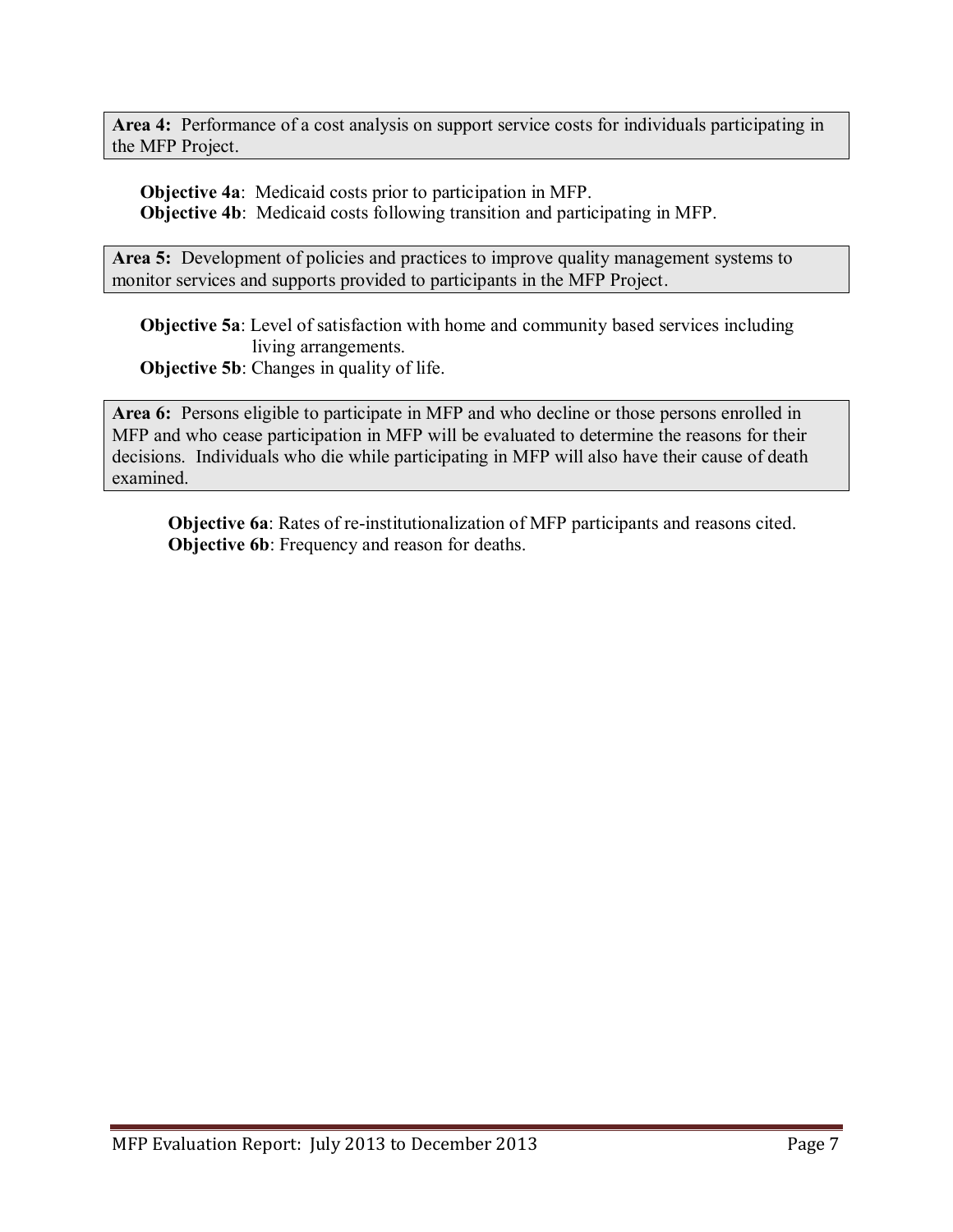**Area 4:** Performance of a cost analysis on support service costs for individuals participating in the MFP Project.

**Objective 4a**: Medicaid costs prior to participation in MFP.
**Objective 4b**: Medicaid costs following transition and participating in MFP.

**Area 5:** Development of policies and practices to improve quality management systems to monitor services and supports provided to participants in the MFP Project.

**Objective 5a**: Level of satisfaction with home and community based services including living arrangements.
**Objective 5b**: Changes in quality of life.

**Area 6:** Persons eligible to participate in MFP and who decline or those persons enrolled in MFP and who cease participation in MFP will be evaluated to determine the reasons for their decisions. Individuals who die while participating in MFP will also have their cause of death examined.

**Objective 6a**: Rates of re-institutionalization of MFP participants and reasons cited.
**Objective 6b**: Frequency and reason for deaths.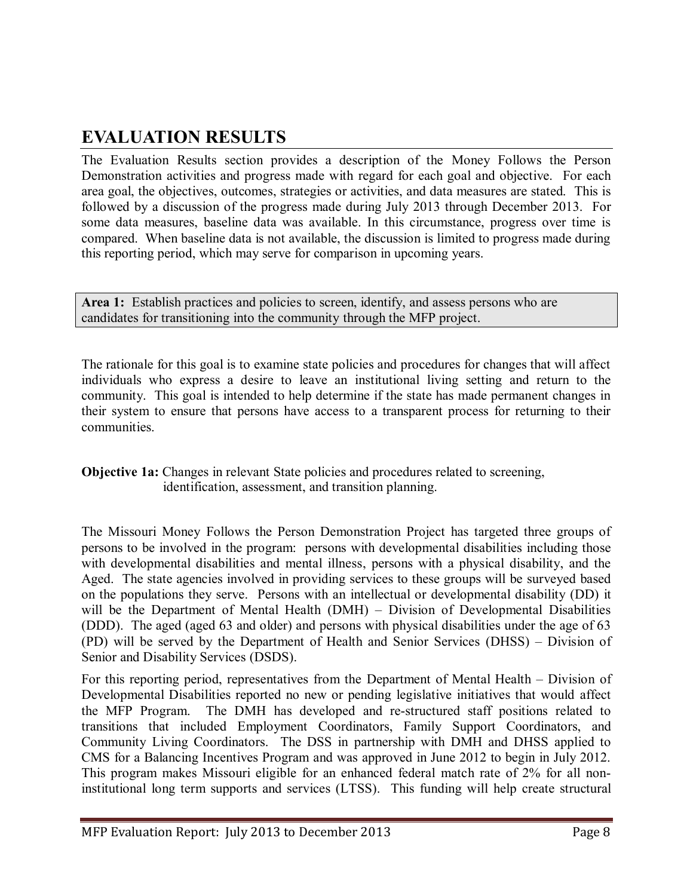# EVALUATION RESULTS

The Evaluation Results section provides a description of the Money Follows the Person Demonstration activities and progress made with regard for each goal and objective. For each area goal, the objectives, outcomes, strategies or activities, and data measures are stated. This is followed by a discussion of the progress made during July 2013 through December 2013. For some data measures, baseline data was available. In this circumstance, progress over time is compared. When baseline data is not available, the discussion is limited to progress made during this reporting period, which may serve for comparison in upcoming years.

**Area 1:** Establish practices and policies to screen, identify, and assess persons who are candidates for transitioning into the community through the MFP project.

The rationale for this goal is to examine state policies and procedures for changes that will affect individuals who express a desire to leave an institutional living setting and return to the community. This goal is intended to help determine if the state has made permanent changes in their system to ensure that persons have access to a transparent process for returning to their communities.

**Objective 1a:** Changes in relevant State policies and procedures related to screening, identification, assessment, and transition planning.

The Missouri Money Follows the Person Demonstration Project has targeted three groups of persons to be involved in the program: persons with developmental disabilities including those with developmental disabilities and mental illness, persons with a physical disability, and the Aged. The state agencies involved in providing services to these groups will be surveyed based on the populations they serve. Persons with an intellectual or developmental disability (DD) it will be the Department of Mental Health (DMH) – Division of Developmental Disabilities (DDD). The aged (aged 63 and older) and persons with physical disabilities under the age of 63 (PD) will be served by the Department of Health and Senior Services (DHSS) – Division of Senior and Disability Services (DSDS).

For this reporting period, representatives from the Department of Mental Health – Division of Developmental Disabilities reported no new or pending legislative initiatives that would affect the MFP Program. The DMH has developed and re-structured staff positions related to transitions that included Employment Coordinators, Family Support Coordinators, and Community Living Coordinators. The DSS in partnership with DMH and DHSS applied to CMS for a Balancing Incentives Program and was approved in June 2012 to begin in July 2012. This program makes Missouri eligible for an enhanced federal match rate of 2% for all non-institutional long term supports and services (LTSS). This funding will help create structural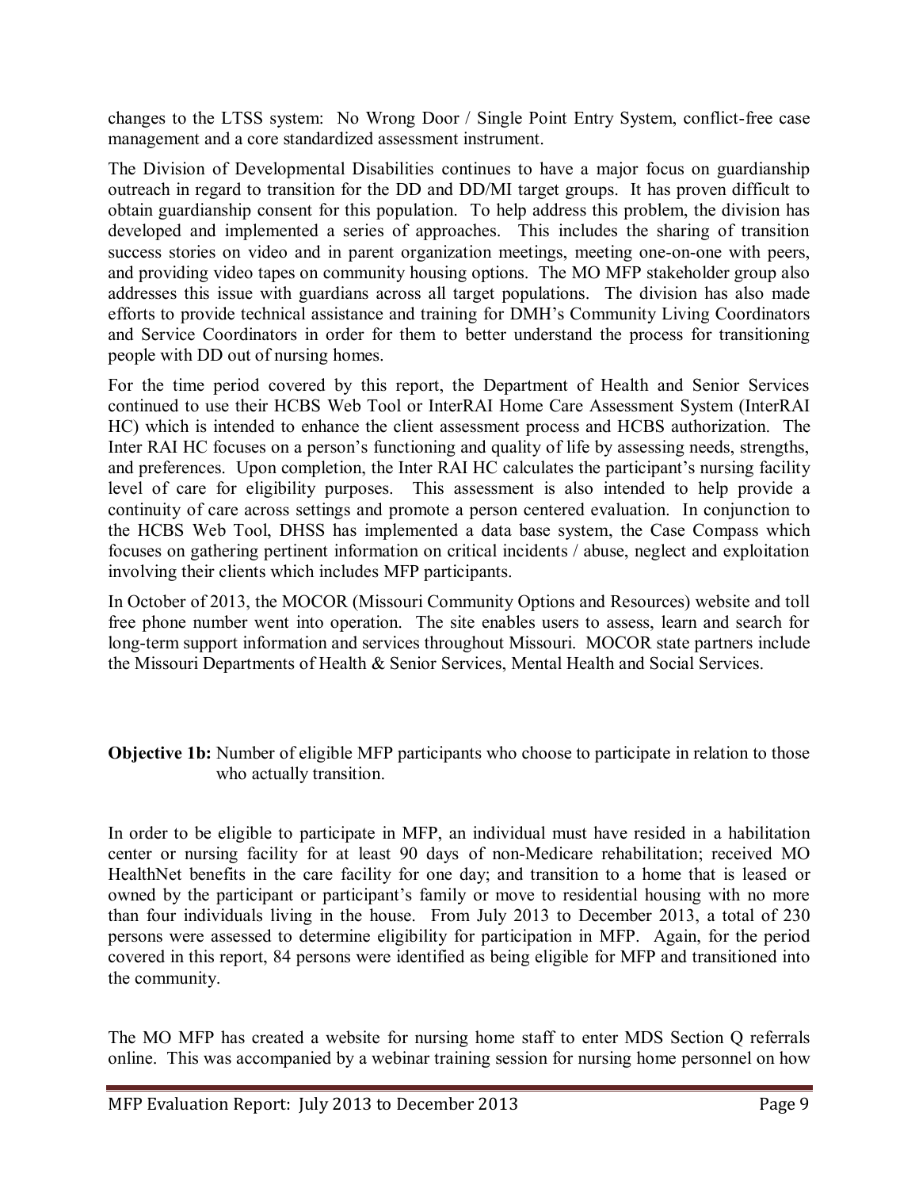changes to the LTSS system: No Wrong Door / Single Point Entry System, conflict-free case management and a core standardized assessment instrument.

The Division of Developmental Disabilities continues to have a major focus on guardianship outreach in regard to transition for the DD and DD/MI target groups. It has proven difficult to obtain guardianship consent for this population. To help address this problem, the division has developed and implemented a series of approaches. This includes the sharing of transition success stories on video and in parent organization meetings, meeting one-on-one with peers, and providing video tapes on community housing options. The MO MFP stakeholder group also addresses this issue with guardians across all target populations. The division has also made efforts to provide technical assistance and training for DMH's Community Living Coordinators and Service Coordinators in order for them to better understand the process for transitioning people with DD out of nursing homes.

For the time period covered by this report, the Department of Health and Senior Services continued to use their HCBS Web Tool or InterRAI Home Care Assessment System (InterRAI HC) which is intended to enhance the client assessment process and HCBS authorization. The Inter RAI HC focuses on a person's functioning and quality of life by assessing needs, strengths, and preferences. Upon completion, the Inter RAI HC calculates the participant's nursing facility level of care for eligibility purposes. This assessment is also intended to help provide a continuity of care across settings and promote a person centered evaluation. In conjunction to the HCBS Web Tool, DHSS has implemented a data base system, the Case Compass which focuses on gathering pertinent information on critical incidents / abuse, neglect and exploitation involving their clients which includes MFP participants.

In October of 2013, the MOCOR (Missouri Community Options and Resources) website and toll free phone number went into operation. The site enables users to assess, learn and search for long-term support information and services throughout Missouri. MOCOR state partners include the Missouri Departments of Health & Senior Services, Mental Health and Social Services.

**Objective 1b:** Number of eligible MFP participants who choose to participate in relation to those who actually transition.

In order to be eligible to participate in MFP, an individual must have resided in a habilitation center or nursing facility for at least 90 days of non-Medicare rehabilitation; received MO HealthNet benefits in the care facility for one day; and transition to a home that is leased or owned by the participant or participant's family or move to residential housing with no more than four individuals living in the house. From July 2013 to December 2013, a total of 230 persons were assessed to determine eligibility for participation in MFP. Again, for the period covered in this report, 84 persons were identified as being eligible for MFP and transitioned into the community.

The MO MFP has created a website for nursing home staff to enter MDS Section Q referrals online. This was accompanied by a webinar training session for nursing home personnel on how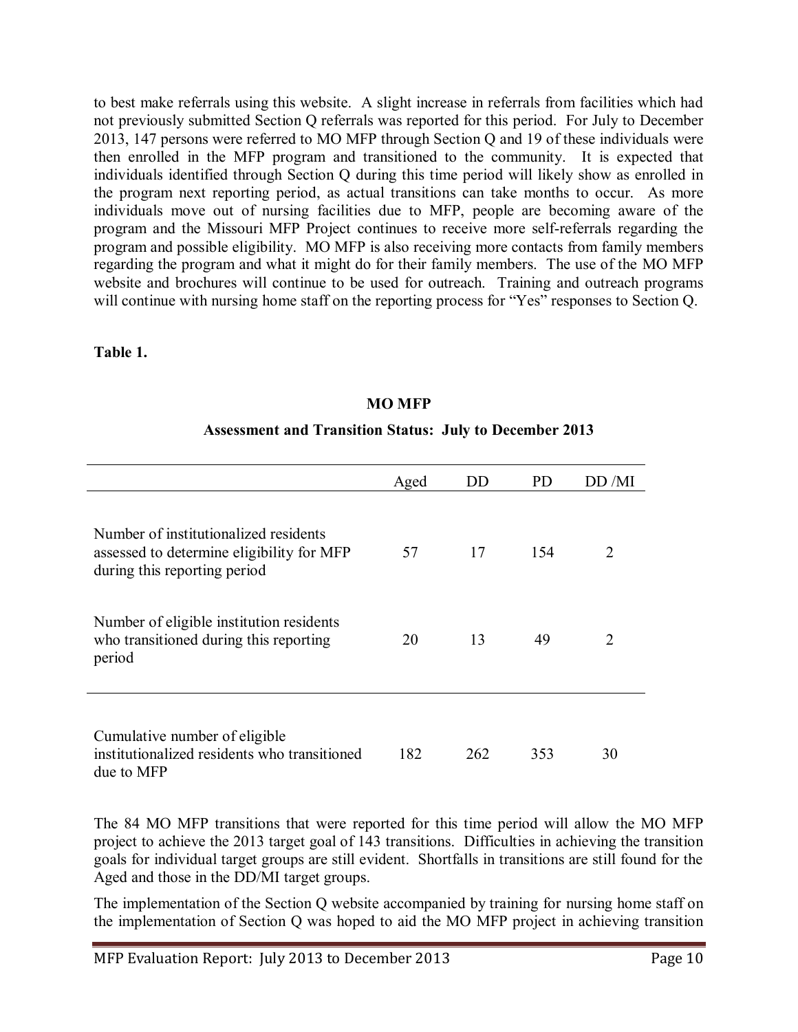to best make referrals using this website. A slight increase in referrals from facilities which had not previously submitted Section Q referrals was reported for this period. For July to December 2013, 147 persons were referred to MO MFP through Section Q and 19 of these individuals were then enrolled in the MFP program and transitioned to the community. It is expected that individuals identified through Section Q during this time period will likely show as enrolled in the program next reporting period, as actual transitions can take months to occur. As more individuals move out of nursing facilities due to MFP, people are becoming aware of the program and the Missouri MFP Project continues to receive more self-referrals regarding the program and possible eligibility. MO MFP is also receiving more contacts from family members regarding the program and what it might do for their family members. The use of the MO MFP website and brochures will continue to be used for outreach. Training and outreach programs will continue with nursing home staff on the reporting process for "Yes" responses to Section Q.

**Table 1.**

**MO MFP**

**Assessment and Transition Status: July to December 2013**

| | Aged | DD | PD | DD /MI |
|---|---|---|---|---|
| Number of institutionalized residents assessed to determine eligibility for MFP during this reporting period | 57 | 17 | 154 | 2 |
| Number of eligible institution residents who transitioned during this reporting period | 20 | 13 | 49 | 2 |
| Cumulative number of eligible institutionalized residents who transitioned due to MFP | 182 | 262 | 353 | 30 |

The 84 MO MFP transitions that were reported for this time period will allow the MO MFP project to achieve the 2013 target goal of 143 transitions. Difficulties in achieving the transition goals for individual target groups are still evident. Shortfalls in transitions are still found for the Aged and those in the DD/MI target groups.

The implementation of the Section Q website accompanied by training for nursing home staff on the implementation of Section Q was hoped to aid the MO MFP project in achieving transition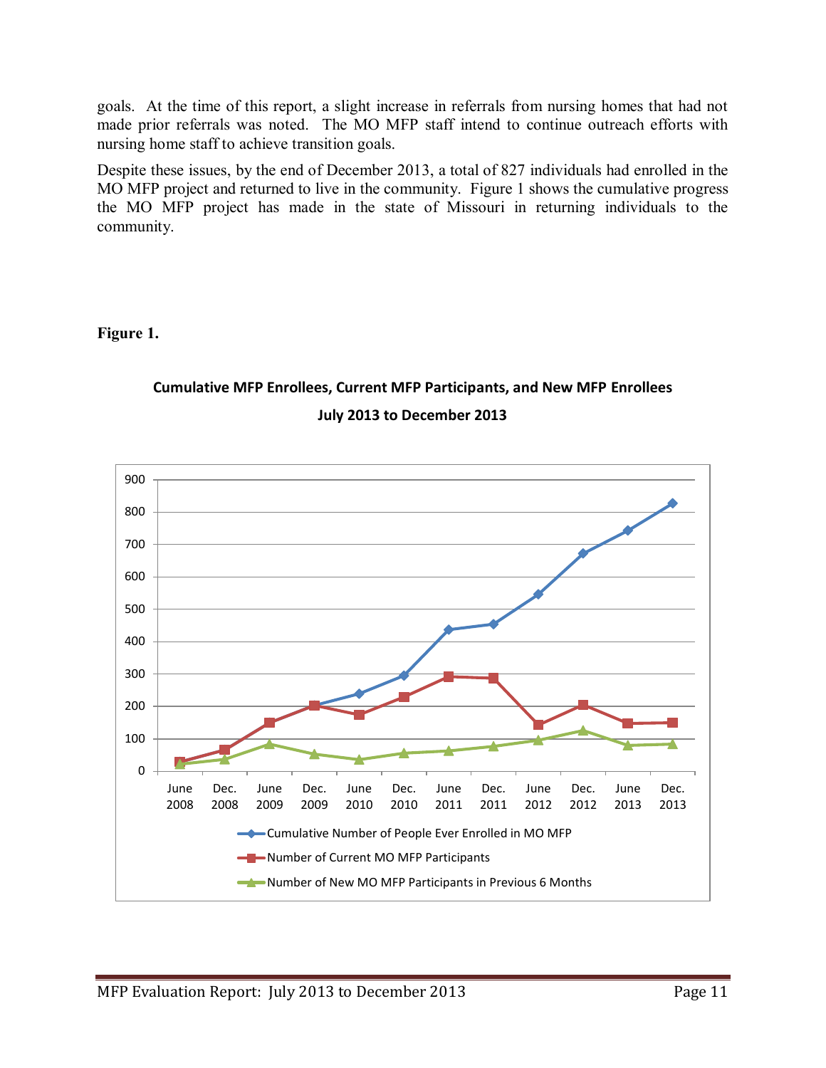goals. At the time of this report, a slight increase in referrals from nursing homes that had not made prior referrals was noted. The MO MFP staff intend to continue outreach efforts with nursing home staff to achieve transition goals.

Despite these issues, by the end of December 2013, a total of 827 individuals had enrolled in the MO MFP project and returned to live in the community. Figure 1 shows the cumulative progress the MO MFP project has made in the state of Missouri in returning individuals to the community.

**Figure 1.**

**Cumulative MFP Enrollees, Current MFP Participants, and New MFP Enrollees**

**July 2013 to December 2013**

- Cumulative Number of People Ever Enrolled in MO MFP
- Number of Current MO MFP Participants
- Number of New MO MFP Participants in Previous 6 Months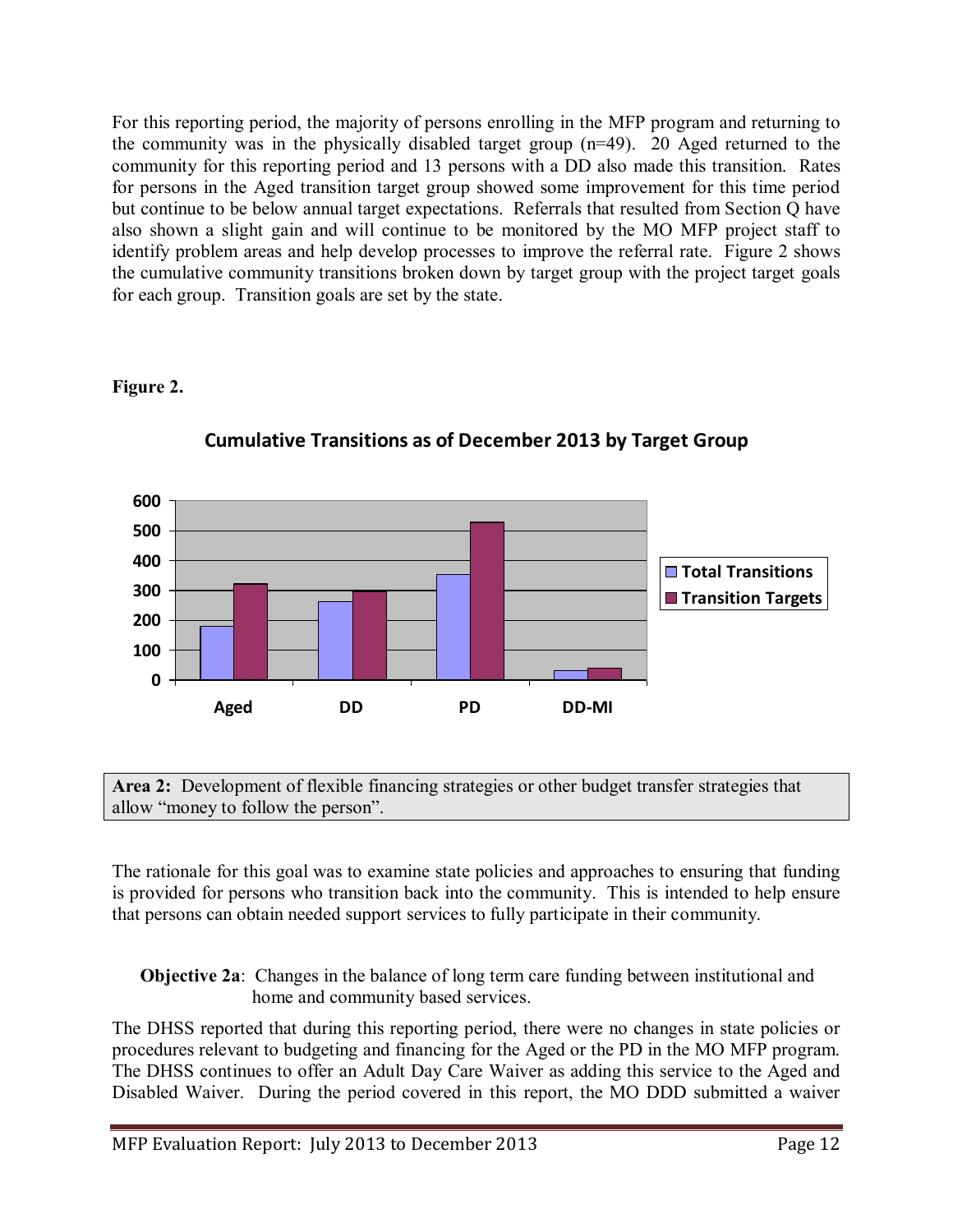For this reporting period, the majority of persons enrolling in the MFP program and returning to the community was in the physically disabled target group (n=49). 20 Aged returned to the community for this reporting period and 13 persons with a DD also made this transition. Rates for persons in the Aged transition target group showed some improvement for this time period but continue to be below annual target expectations. Referrals that resulted from Section Q have also shown a slight gain and will continue to be monitored by the MO MFP project staff to identify problem areas and help develop processes to improve the referral rate. Figure 2 shows the cumulative community transitions broken down by target group with the project target goals for each group. Transition goals are set by the state.

**Figure 2.**

**Cumulative Transitions as of December 2013 by Target Group**

**Area 2:** Development of flexible financing strategies or other budget transfer strategies that allow "money to follow the person".

The rationale for this goal was to examine state policies and approaches to ensuring that funding is provided for persons who transition back into the community. This is intended to help ensure that persons can obtain needed support services to fully participate in their community.

**Objective 2a**: Changes in the balance of long term care funding between institutional and home and community based services.

The DHSS reported that during this reporting period, there were no changes in state policies or procedures relevant to budgeting and financing for the Aged or the PD in the MO MFP program. The DHSS continues to offer an Adult Day Care Waiver as adding this service to the Aged and Disabled Waiver. During the period covered in this report, the MO DDD submitted a waiver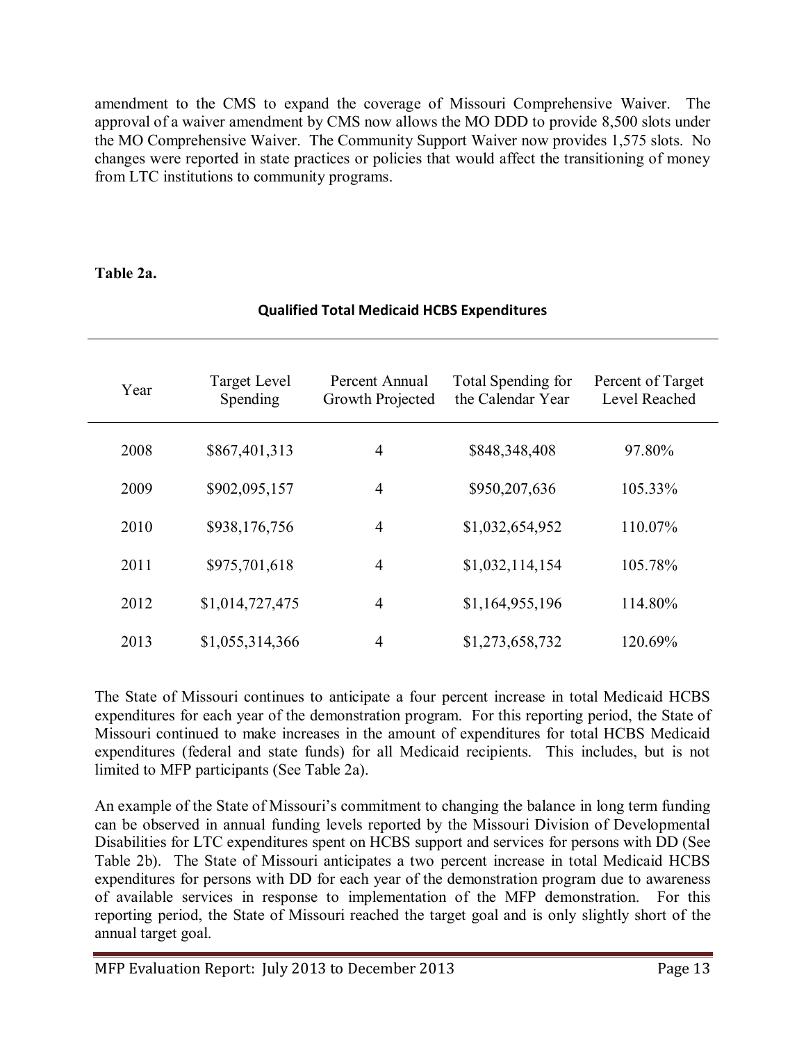amendment to the CMS to expand the coverage of Missouri Comprehensive Waiver. The approval of a waiver amendment by CMS now allows the MO DDD to provide 8,500 slots under the MO Comprehensive Waiver. The Community Support Waiver now provides 1,575 slots. No changes were reported in state practices or policies that would affect the transitioning of money from LTC institutions to community programs.

**Table 2a.**

**Qualified Total Medicaid HCBS Expenditures**

| Year | Target Level Spending | Percent Annual Growth Projected | Total Spending for the Calendar Year | Percent of Target Level Reached |
|---|---|---|---|---|
| 2008 | $867,401,313 | 4 | $848,348,408 | 97.80% |
| 2009 | $902,095,157 | 4 | $950,207,636 | 105.33% |
| 2010 | $938,176,756 | 4 | $1,032,654,952 | 110.07% |
| 2011 | $975,701,618 | 4 | $1,032,114,154 | 105.78% |
| 2012 | $1,014,727,475 | 4 | $1,164,955,196 | 114.80% |
| 2013 | $1,055,314,366 | 4 | $1,273,658,732 | 120.69% |

The State of Missouri continues to anticipate a four percent increase in total Medicaid HCBS expenditures for each year of the demonstration program. For this reporting period, the State of Missouri continued to make increases in the amount of expenditures for total HCBS Medicaid expenditures (federal and state funds) for all Medicaid recipients. This includes, but is not limited to MFP participants (See Table 2a).

An example of the State of Missouri's commitment to changing the balance in long term funding can be observed in annual funding levels reported by the Missouri Division of Developmental Disabilities for LTC expenditures spent on HCBS support and services for persons with DD (See Table 2b). The State of Missouri anticipates a two percent increase in total Medicaid HCBS expenditures for persons with DD for each year of the demonstration program due to awareness of available services in response to implementation of the MFP demonstration. For this reporting period, the State of Missouri reached the target goal and is only slightly short of the annual target goal.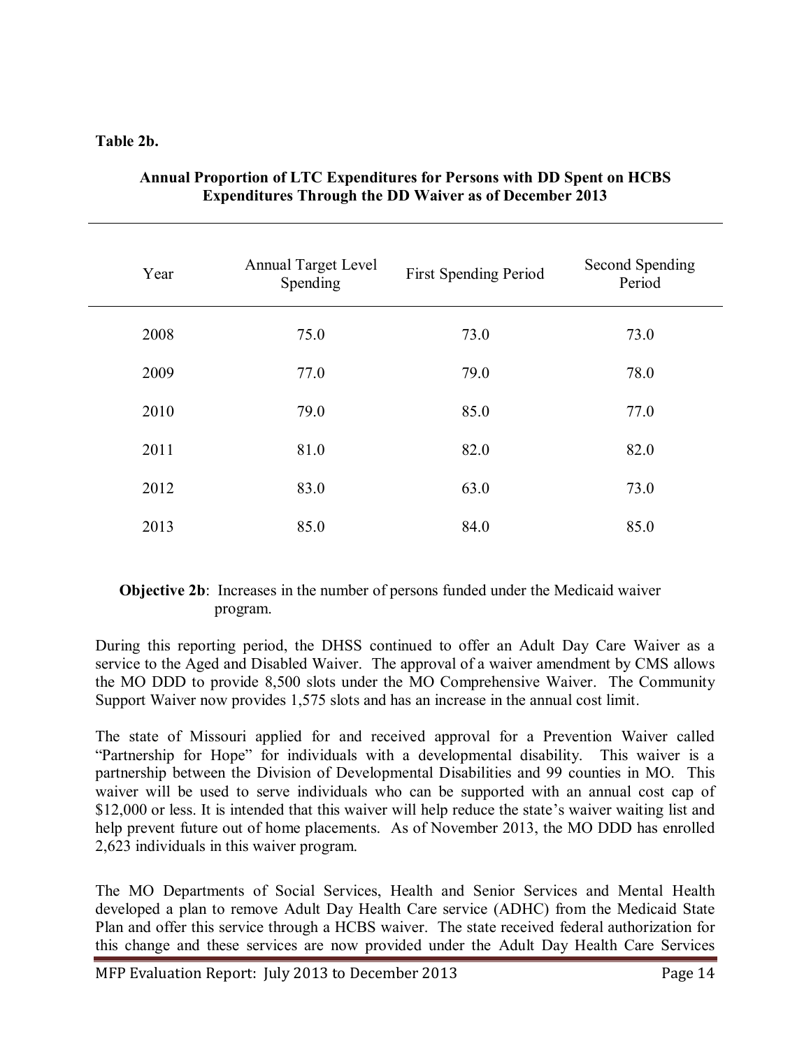**Table 2b.**

**Annual Proportion of LTC Expenditures for Persons with DD Spent on HCBS Expenditures Through the DD Waiver as of December 2013**

| Year | Annual Target Level Spending | First Spending Period | Second Spending Period |
|---|---|---|---|
| 2008 | 75.0 | 73.0 | 73.0 |
| 2009 | 77.0 | 79.0 | 78.0 |
| 2010 | 79.0 | 85.0 | 77.0 |
| 2011 | 81.0 | 82.0 | 82.0 |
| 2012 | 83.0 | 63.0 | 73.0 |
| 2013 | 85.0 | 84.0 | 85.0 |

**Objective 2b**: Increases in the number of persons funded under the Medicaid waiver program.

During this reporting period, the DHSS continued to offer an Adult Day Care Waiver as a service to the Aged and Disabled Waiver. The approval of a waiver amendment by CMS allows the MO DDD to provide 8,500 slots under the MO Comprehensive Waiver. The Community Support Waiver now provides 1,575 slots and has an increase in the annual cost limit.

The state of Missouri applied for and received approval for a Prevention Waiver called "Partnership for Hope" for individuals with a developmental disability. This waiver is a partnership between the Division of Developmental Disabilities and 99 counties in MO. This waiver will be used to serve individuals who can be supported with an annual cost cap of $12,000 or less. It is intended that this waiver will help reduce the state's waiver waiting list and help prevent future out of home placements. As of November 2013, the MO DDD has enrolled 2,623 individuals in this waiver program.

The MO Departments of Social Services, Health and Senior Services and Mental Health developed a plan to remove Adult Day Health Care service (ADHC) from the Medicaid State Plan and offer this service through a HCBS waiver. The state received federal authorization for this change and these services are now provided under the Adult Day Health Care Services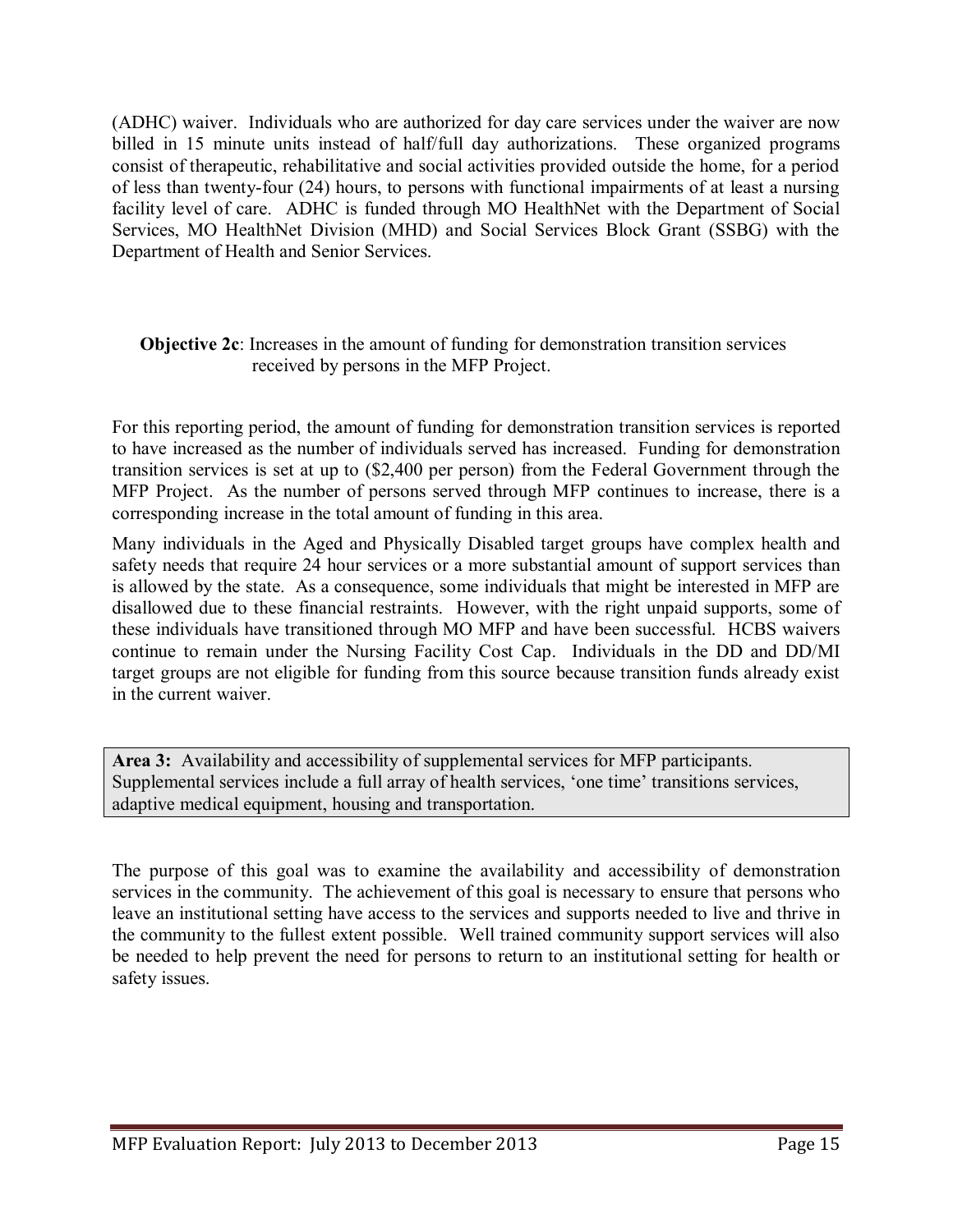(ADHC) waiver. Individuals who are authorized for day care services under the waiver are now billed in 15 minute units instead of half/full day authorizations. These organized programs consist of therapeutic, rehabilitative and social activities provided outside the home, for a period of less than twenty-four (24) hours, to persons with functional impairments of at least a nursing facility level of care. ADHC is funded through MO HealthNet with the Department of Social Services, MO HealthNet Division (MHD) and Social Services Block Grant (SSBG) with the Department of Health and Senior Services.

**Objective 2c**: Increases in the amount of funding for demonstration transition services received by persons in the MFP Project.

For this reporting period, the amount of funding for demonstration transition services is reported to have increased as the number of individuals served has increased. Funding for demonstration transition services is set at up to ($2,400 per person) from the Federal Government through the MFP Project. As the number of persons served through MFP continues to increase, there is a corresponding increase in the total amount of funding in this area.

Many individuals in the Aged and Physically Disabled target groups have complex health and safety needs that require 24 hour services or a more substantial amount of support services than is allowed by the state. As a consequence, some individuals that might be interested in MFP are disallowed due to these financial restraints. However, with the right unpaid supports, some of these individuals have transitioned through MO MFP and have been successful. HCBS waivers continue to remain under the Nursing Facility Cost Cap. Individuals in the DD and DD/MI target groups are not eligible for funding from this source because transition funds already exist in the current waiver.

**Area 3:** Availability and accessibility of supplemental services for MFP participants. Supplemental services include a full array of health services, 'one time' transitions services, adaptive medical equipment, housing and transportation.

The purpose of this goal was to examine the availability and accessibility of demonstration services in the community. The achievement of this goal is necessary to ensure that persons who leave an institutional setting have access to the services and supports needed to live and thrive in the community to the fullest extent possible. Well trained community support services will also be needed to help prevent the need for persons to return to an institutional setting for health or safety issues.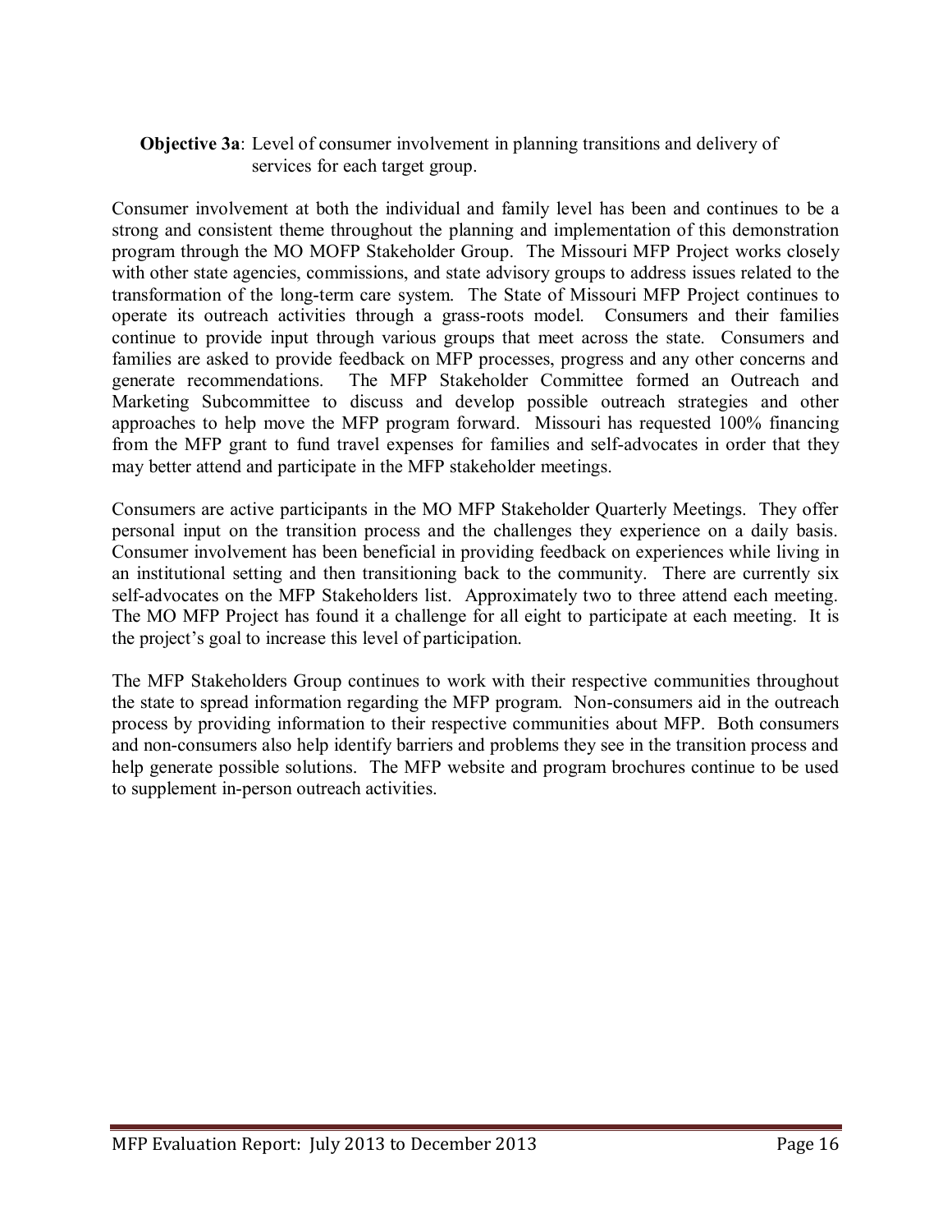**Objective 3a**: Level of consumer involvement in planning transitions and delivery of services for each target group.

Consumer involvement at both the individual and family level has been and continues to be a strong and consistent theme throughout the planning and implementation of this demonstration program through the MO MOFP Stakeholder Group. The Missouri MFP Project works closely with other state agencies, commissions, and state advisory groups to address issues related to the transformation of the long-term care system. The State of Missouri MFP Project continues to operate its outreach activities through a grass-roots model. Consumers and their families continue to provide input through various groups that meet across the state. Consumers and families are asked to provide feedback on MFP processes, progress and any other concerns and generate recommendations. The MFP Stakeholder Committee formed an Outreach and Marketing Subcommittee to discuss and develop possible outreach strategies and other approaches to help move the MFP program forward. Missouri has requested 100% financing from the MFP grant to fund travel expenses for families and self-advocates in order that they may better attend and participate in the MFP stakeholder meetings.

Consumers are active participants in the MO MFP Stakeholder Quarterly Meetings. They offer personal input on the transition process and the challenges they experience on a daily basis. Consumer involvement has been beneficial in providing feedback on experiences while living in an institutional setting and then transitioning back to the community. There are currently six self-advocates on the MFP Stakeholders list. Approximately two to three attend each meeting. The MO MFP Project has found it a challenge for all eight to participate at each meeting. It is the project's goal to increase this level of participation.

The MFP Stakeholders Group continues to work with their respective communities throughout the state to spread information regarding the MFP program. Non-consumers aid in the outreach process by providing information to their respective communities about MFP. Both consumers and non-consumers also help identify barriers and problems they see in the transition process and help generate possible solutions. The MFP website and program brochures continue to be used to supplement in-person outreach activities.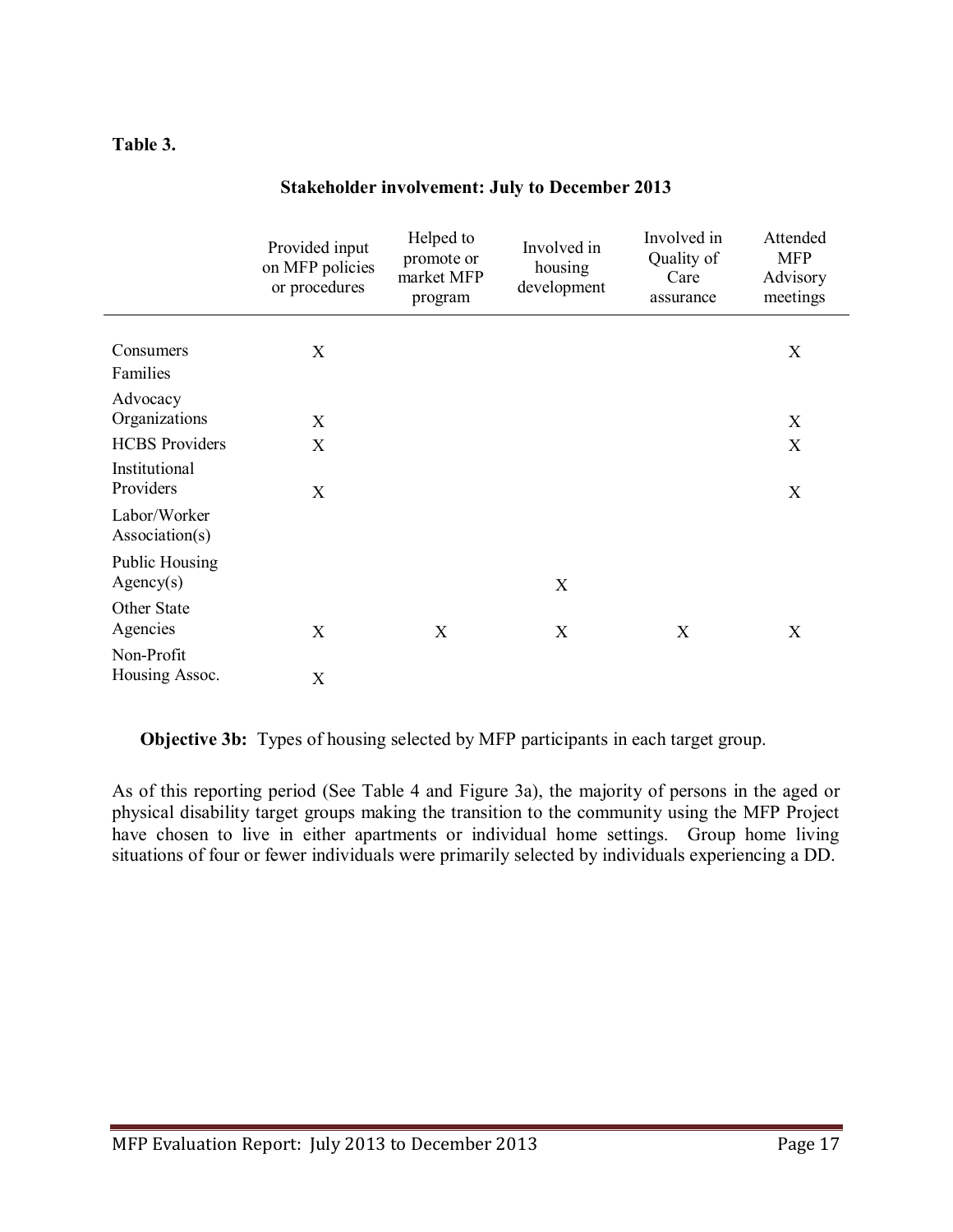**Table 3.**

**Stakeholder involvement: July to December 2013**

| | Provided input on MFP policies or procedures | Helped to promote or market MFP program | Involved in housing development | Involved in Quality of Care assurance | Attended MFP Advisory meetings |
|---|---|---|---|---|---|
| Consumers | X | | | | X |
| Families | | | | | |
| Advocacy Organizations | X | | | | X |
| HCBS Providers | X | | | | X |
| Institutional Providers | X | | | | X |
| Labor/Worker Association(s) | | | | | |
| Public Housing Agency(s) | | | X | | |
| Other State Agencies | X | X | X | X | X |
| Non-Profit Housing Assoc. | X | | | | |

**Objective 3b:** Types of housing selected by MFP participants in each target group.

As of this reporting period (See Table 4 and Figure 3a), the majority of persons in the aged or physical disability target groups making the transition to the community using the MFP Project have chosen to live in either apartments or individual home settings. Group home living situations of four or fewer individuals were primarily selected by individuals experiencing a DD.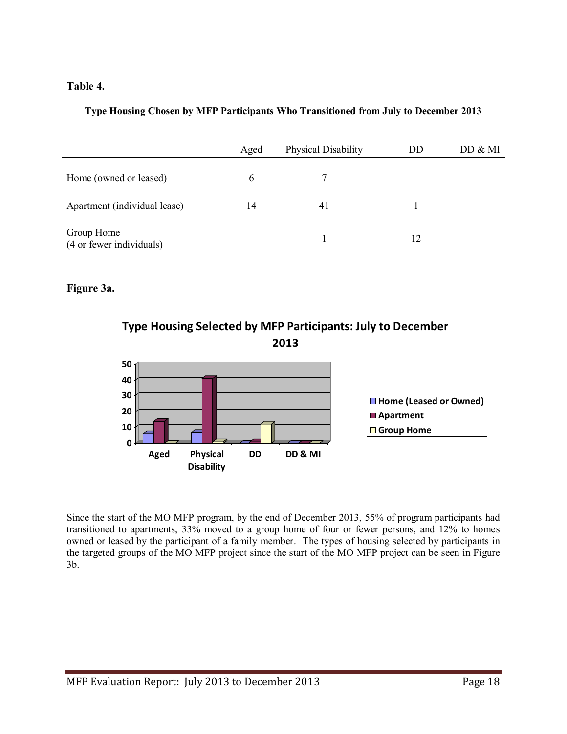**Table 4.**

**Type Housing Chosen by MFP Participants Who Transitioned from July to December 2013**

| | Aged | Physical Disability | DD | DD & MI |
|---|---|---|---|---|
| Home (owned or leased) | 6 | 7 | | |
| Apartment (individual lease) | 14 | 41 | 1 | |
| Group Home (4 or fewer individuals) | | 1 | 12 | |

**Figure 3a.**

**Type Housing Selected by MFP Participants: July to December 2013**

Since the start of the MO MFP program, by the end of December 2013, 55% of program participants had transitioned to apartments, 33% moved to a group home of four or fewer persons, and 12% to homes owned or leased by the participant of a family member. The types of housing selected by participants in the targeted groups of the MO MFP project since the start of the MO MFP project can be seen in Figure 3b.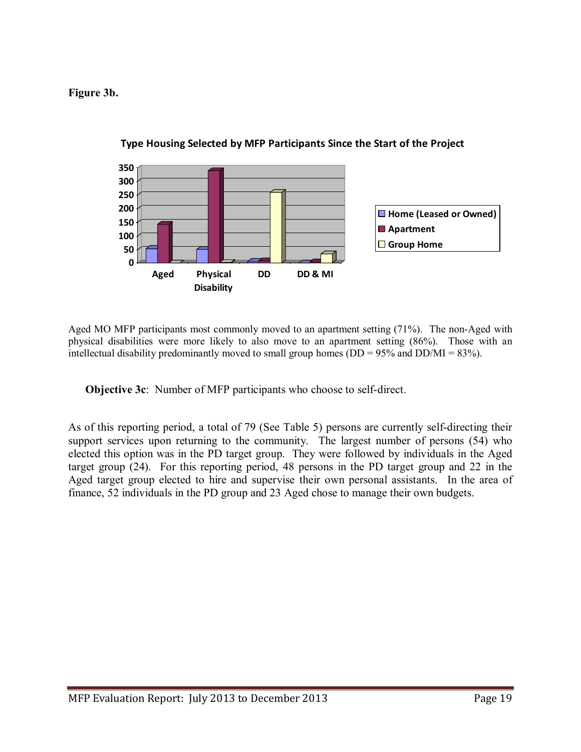**Figure 3b.**

**Type Housing Selected by MFP Participants Since the Start of the Project**

Aged MO MFP participants most commonly moved to an apartment setting (71%). The non-Aged with physical disabilities were more likely to also move to an apartment setting (86%). Those with an intellectual disability predominantly moved to small group homes (DD = 95% and DD/MI = 83%).

**Objective 3c**: Number of MFP participants who choose to self-direct.

As of this reporting period, a total of 79 (See Table 5) persons are currently self-directing their support services upon returning to the community. The largest number of persons (54) who elected this option was in the PD target group. They were followed by individuals in the Aged target group (24). For this reporting period, 48 persons in the PD target group and 22 in the Aged target group elected to hire and supervise their own personal assistants. In the area of finance, 52 individuals in the PD group and 23 Aged chose to manage their own budgets.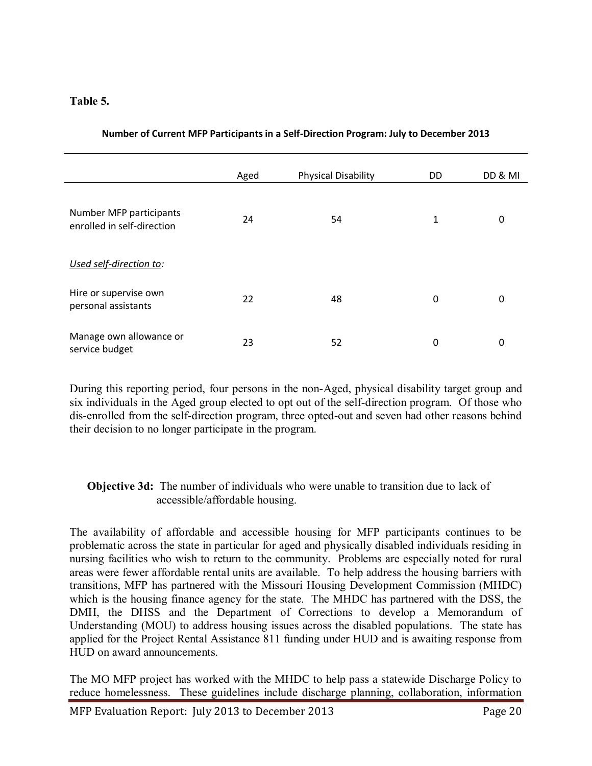**Table 5.**

**Number of Current MFP Participants in a Self-Direction Program: July to December 2013**

| | Aged | Physical Disability | DD | DD & MI |
|---|---|---|---|---|
| Number MFP participants enrolled in self-direction | 24 | 54 | 1 | 0 |
| *Used self-direction to:* | | | | |
| Hire or supervise own personal assistants | 22 | 48 | 0 | 0 |
| Manage own allowance or service budget | 23 | 52 | 0 | 0 |

During this reporting period, four persons in the non-Aged, physical disability target group and six individuals in the Aged group elected to opt out of the self-direction program. Of those who dis-enrolled from the self-direction program, three opted-out and seven had other reasons behind their decision to no longer participate in the program.

**Objective 3d:** The number of individuals who were unable to transition due to lack of accessible/affordable housing.

The availability of affordable and accessible housing for MFP participants continues to be problematic across the state in particular for aged and physically disabled individuals residing in nursing facilities who wish to return to the community. Problems are especially noted for rural areas were fewer affordable rental units are available. To help address the housing barriers with transitions, MFP has partnered with the Missouri Housing Development Commission (MHDC) which is the housing finance agency for the state. The MHDC has partnered with the DSS, the DMH, the DHSS and the Department of Corrections to develop a Memorandum of Understanding (MOU) to address housing issues across the disabled populations. The state has applied for the Project Rental Assistance 811 funding under HUD and is awaiting response from HUD on award announcements.

The MO MFP project has worked with the MHDC to help pass a statewide Discharge Policy to reduce homelessness. These guidelines include discharge planning, collaboration, information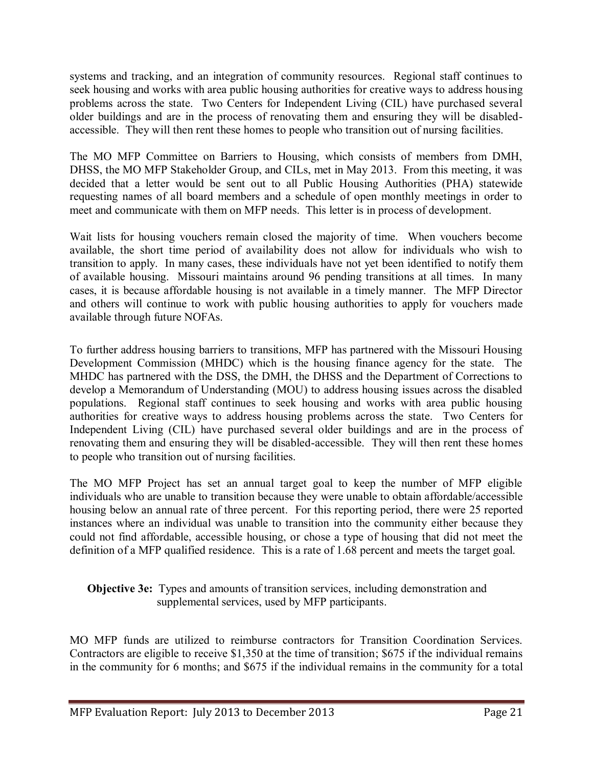systems and tracking, and an integration of community resources. Regional staff continues to seek housing and works with area public housing authorities for creative ways to address housing problems across the state. Two Centers for Independent Living (CIL) have purchased several older buildings and are in the process of renovating them and ensuring they will be disabled-accessible. They will then rent these homes to people who transition out of nursing facilities.

The MO MFP Committee on Barriers to Housing, which consists of members from DMH, DHSS, the MO MFP Stakeholder Group, and CILs, met in May 2013. From this meeting, it was decided that a letter would be sent out to all Public Housing Authorities (PHA) statewide requesting names of all board members and a schedule of open monthly meetings in order to meet and communicate with them on MFP needs. This letter is in process of development.

Wait lists for housing vouchers remain closed the majority of time. When vouchers become available, the short time period of availability does not allow for individuals who wish to transition to apply. In many cases, these individuals have not yet been identified to notify them of available housing. Missouri maintains around 96 pending transitions at all times. In many cases, it is because affordable housing is not available in a timely manner. The MFP Director and others will continue to work with public housing authorities to apply for vouchers made available through future NOFAs.

To further address housing barriers to transitions, MFP has partnered with the Missouri Housing Development Commission (MHDC) which is the housing finance agency for the state. The MHDC has partnered with the DSS, the DMH, the DHSS and the Department of Corrections to develop a Memorandum of Understanding (MOU) to address housing issues across the disabled populations. Regional staff continues to seek housing and works with area public housing authorities for creative ways to address housing problems across the state. Two Centers for Independent Living (CIL) have purchased several older buildings and are in the process of renovating them and ensuring they will be disabled-accessible. They will then rent these homes to people who transition out of nursing facilities.

The MO MFP Project has set an annual target goal to keep the number of MFP eligible individuals who are unable to transition because they were unable to obtain affordable/accessible housing below an annual rate of three percent. For this reporting period, there were 25 reported instances where an individual was unable to transition into the community either because they could not find affordable, accessible housing, or chose a type of housing that did not meet the definition of a MFP qualified residence. This is a rate of 1.68 percent and meets the target goal.

**Objective 3e:** Types and amounts of transition services, including demonstration and supplemental services, used by MFP participants.

MO MFP funds are utilized to reimburse contractors for Transition Coordination Services. Contractors are eligible to receive $1,350 at the time of transition; $675 if the individual remains in the community for 6 months; and $675 if the individual remains in the community for a total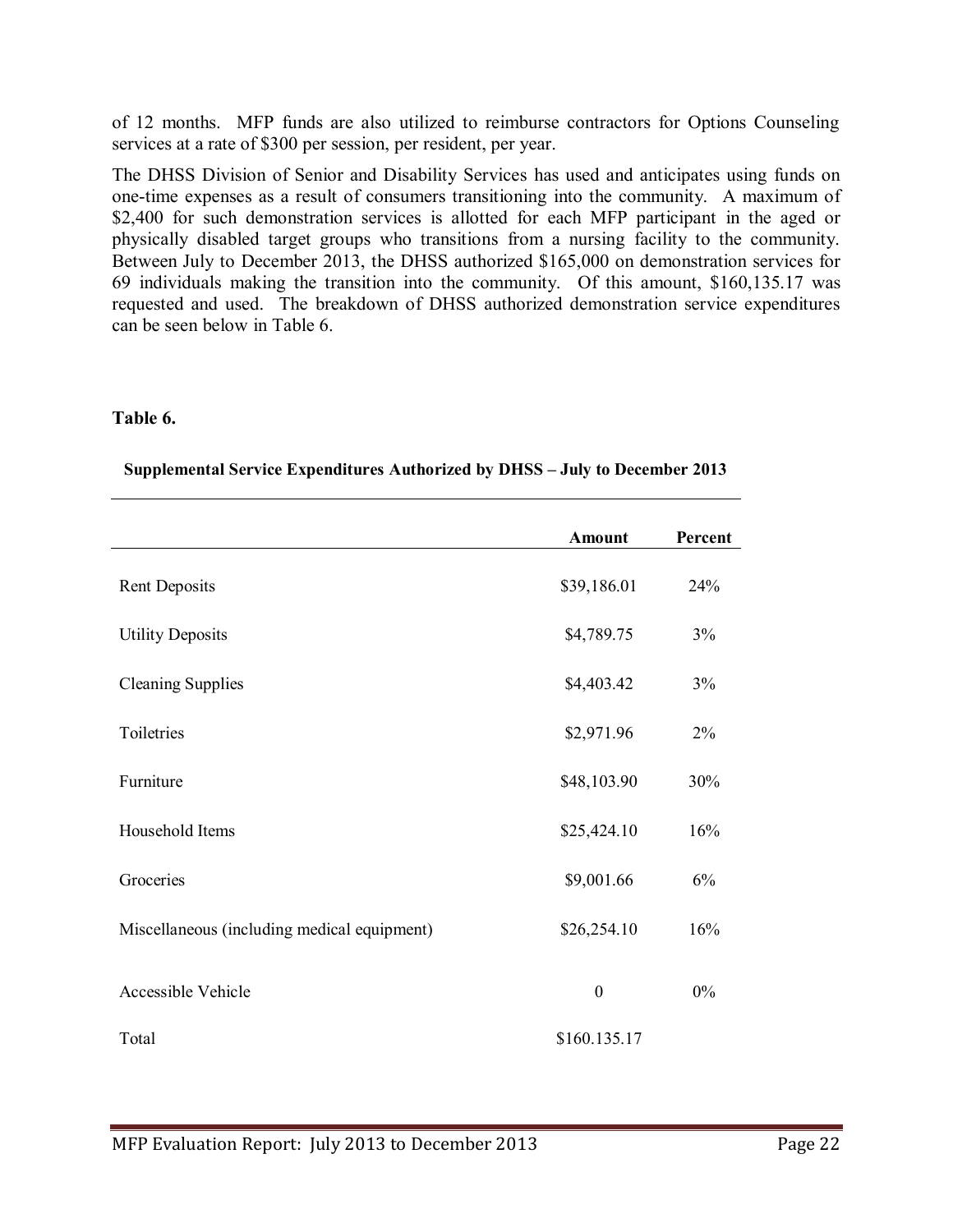of 12 months. MFP funds are also utilized to reimburse contractors for Options Counseling services at a rate of $300 per session, per resident, per year.

The DHSS Division of Senior and Disability Services has used and anticipates using funds on one-time expenses as a result of consumers transitioning into the community. A maximum of $2,400 for such demonstration services is allotted for each MFP participant in the aged or physically disabled target groups who transitions from a nursing facility to the community. Between July to December 2013, the DHSS authorized $165,000 on demonstration services for 69 individuals making the transition into the community. Of this amount, $160,135.17 was requested and used. The breakdown of DHSS authorized demonstration service expenditures can be seen below in Table 6.

**Table 6.**

**Supplemental Service Expenditures Authorized by DHSS – July to December 2013**

| | Amount | Percent |
|---|---|---|
| Rent Deposits | $39,186.01 | 24% |
| Utility Deposits | $4,789.75 | 3% |
| Cleaning Supplies | $4,403.42 | 3% |
| Toiletries | $2,971.96 | 2% |
| Furniture | $48,103.90 | 30% |
| Household Items | $25,424.10 | 16% |
| Groceries | $9,001.66 | 6% |
| Miscellaneous (including medical equipment) | $26,254.10 | 16% |
| Accessible Vehicle | 0 | 0% |
| Total | $160.135.17 | |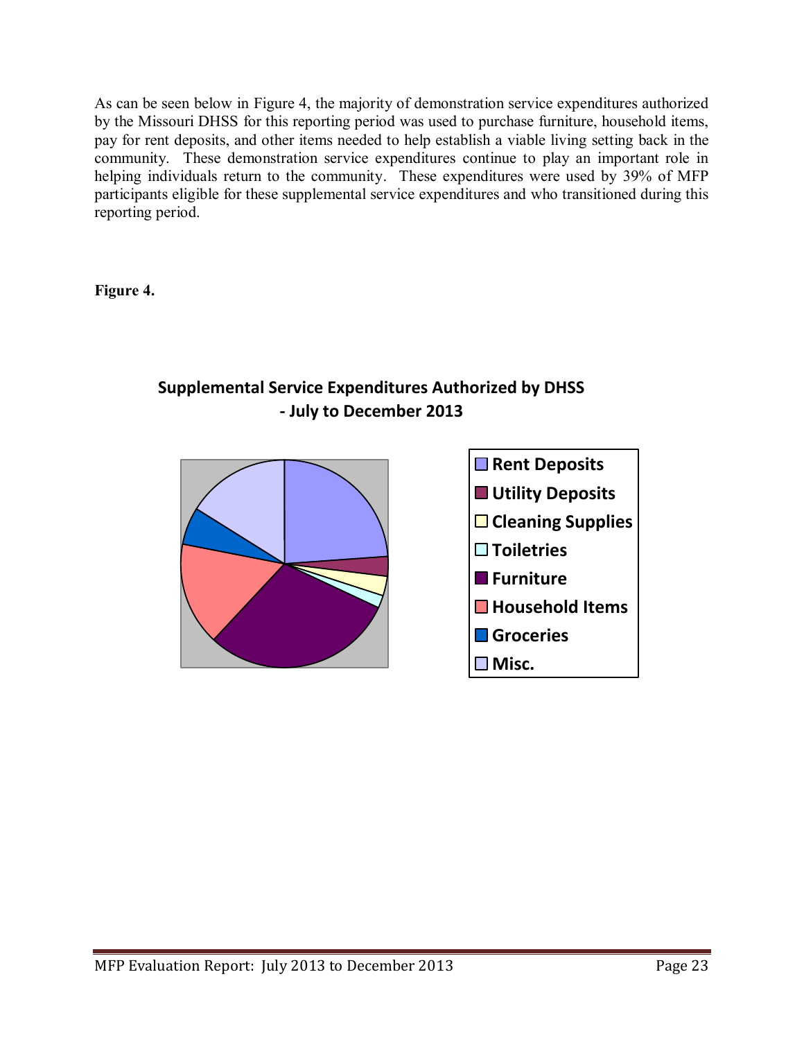As can be seen below in Figure 4, the majority of demonstration service expenditures authorized by the Missouri DHSS for this reporting period was used to purchase furniture, household items, pay for rent deposits, and other items needed to help establish a viable living setting back in the community. These demonstration service expenditures continue to play an important role in helping individuals return to the community. These expenditures were used by 39% of MFP participants eligible for these supplemental service expenditures and who transitioned during this reporting period.

**Figure 4.**

**Supplemental Service Expenditures Authorized by DHSS - July to December 2013**

- Rent Deposits
- Utility Deposits
- Cleaning Supplies
- Toiletries
- Furniture
- Household Items
- Groceries
- Misc.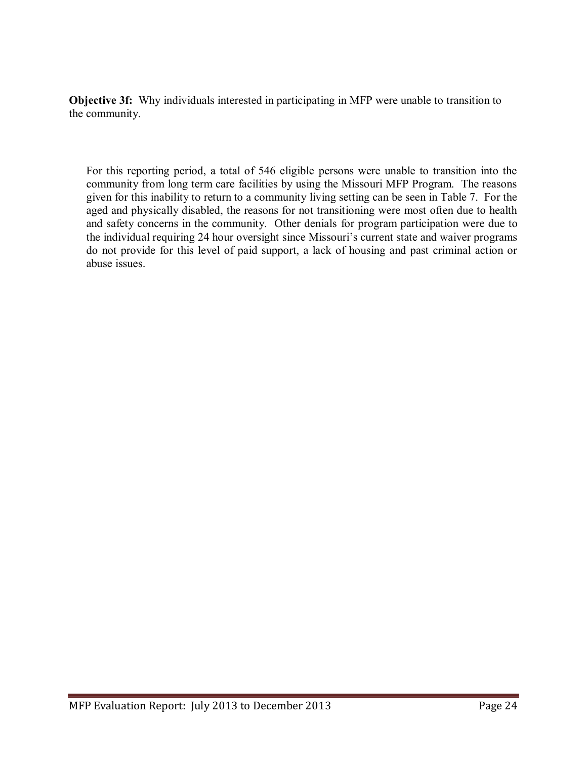**Objective 3f:** Why individuals interested in participating in MFP were unable to transition to the community.

For this reporting period, a total of 546 eligible persons were unable to transition into the community from long term care facilities by using the Missouri MFP Program. The reasons given for this inability to return to a community living setting can be seen in Table 7. For the aged and physically disabled, the reasons for not transitioning were most often due to health and safety concerns in the community. Other denials for program participation were due to the individual requiring 24 hour oversight since Missouri's current state and waiver programs do not provide for this level of paid support, a lack of housing and past criminal action or abuse issues.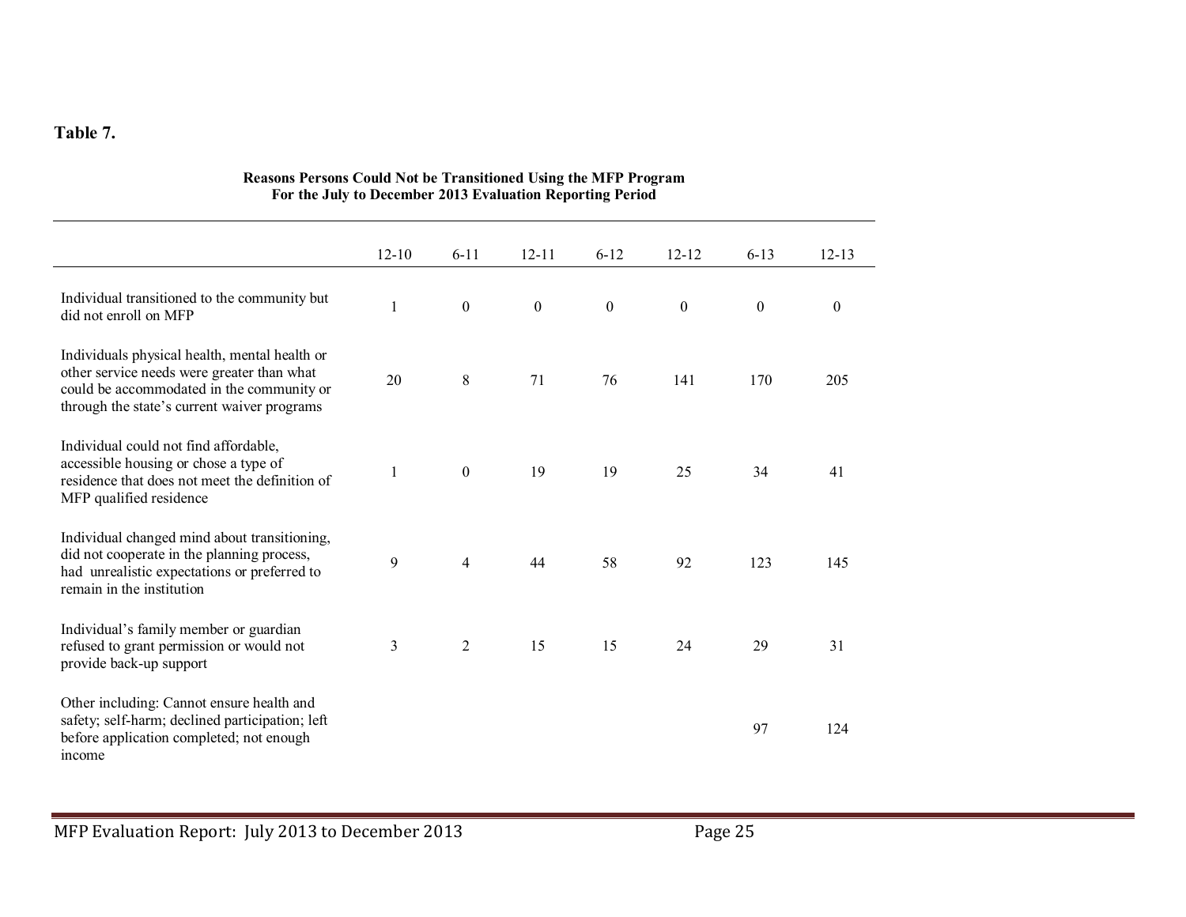**Table 7.**

**Reasons Persons Could Not be Transitioned Using the MFP Program**
**For the July to December 2013 Evaluation Reporting Period**

| | 12-10 | 6-11 | 12-11 | 6-12 | 12-12 | 6-13 | 12-13 |
|---|---|---|---|---|---|---|---|
| Individual transitioned to the community but did not enroll on MFP | 1 | 0 | 0 | 0 | 0 | 0 | 0 |
| Individuals physical health, mental health or other service needs were greater than what could be accommodated in the community or through the state's current waiver programs | 20 | 8 | 71 | 76 | 141 | 170 | 205 |
| Individual could not find affordable, accessible housing or chose a type of residence that does not meet the definition of MFP qualified residence | 1 | 0 | 19 | 19 | 25 | 34 | 41 |
| Individual changed mind about transitioning, did not cooperate in the planning process, had unrealistic expectations or preferred to remain in the institution | 9 | 4 | 44 | 58 | 92 | 123 | 145 |
| Individual's family member or guardian refused to grant permission or would not provide back-up support | 3 | 2 | 15 | 15 | 24 | 29 | 31 |
| Other including: Cannot ensure health and safety; self-harm; declined participation; left before application completed; not enough income | | | | | | 97 | 124 |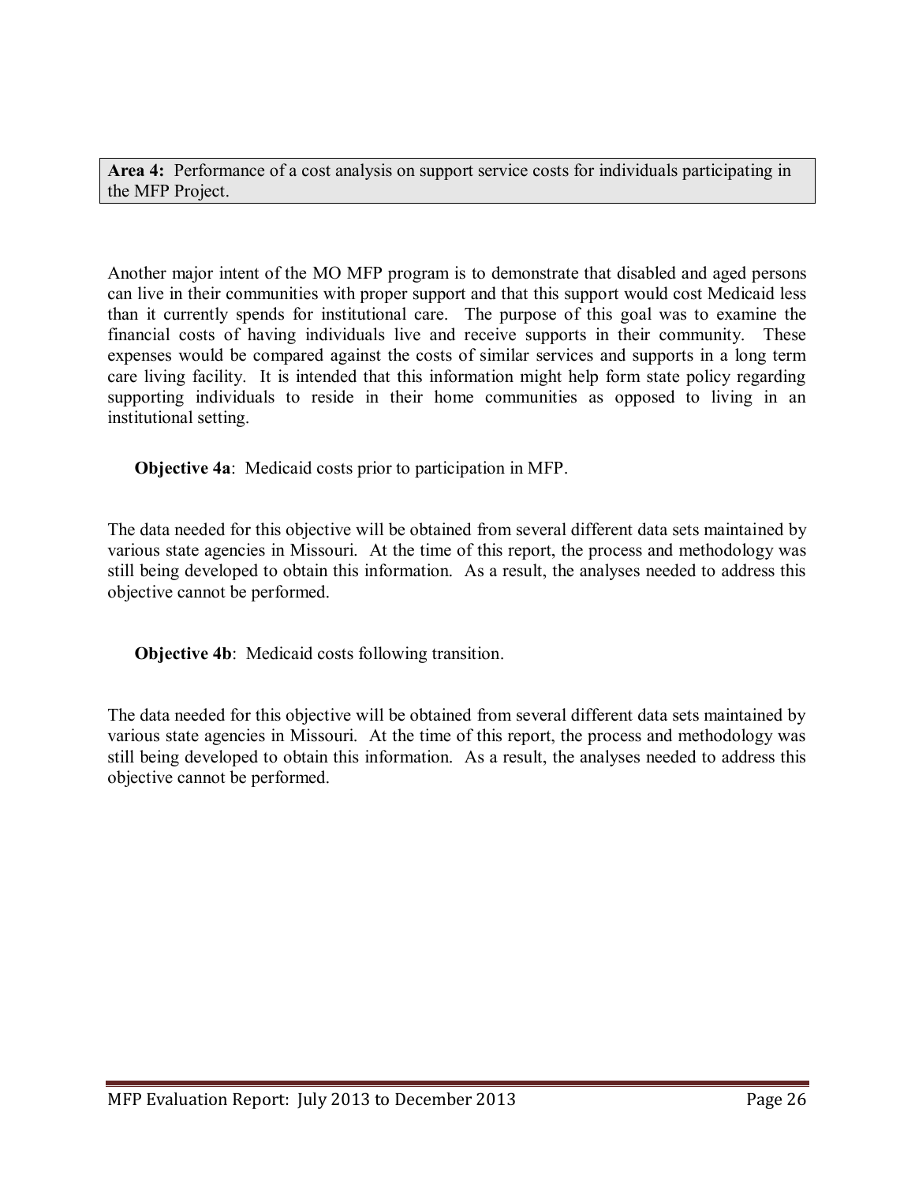**Area 4:** Performance of a cost analysis on support service costs for individuals participating in the MFP Project.

Another major intent of the MO MFP program is to demonstrate that disabled and aged persons can live in their communities with proper support and that this support would cost Medicaid less than it currently spends for institutional care. The purpose of this goal was to examine the financial costs of having individuals live and receive supports in their community. These expenses would be compared against the costs of similar services and supports in a long term care living facility. It is intended that this information might help form state policy regarding supporting individuals to reside in their home communities as opposed to living in an institutional setting.

**Objective 4a**: Medicaid costs prior to participation in MFP.

The data needed for this objective will be obtained from several different data sets maintained by various state agencies in Missouri. At the time of this report, the process and methodology was still being developed to obtain this information. As a result, the analyses needed to address this objective cannot be performed.

**Objective 4b**: Medicaid costs following transition.

The data needed for this objective will be obtained from several different data sets maintained by various state agencies in Missouri. At the time of this report, the process and methodology was still being developed to obtain this information. As a result, the analyses needed to address this objective cannot be performed.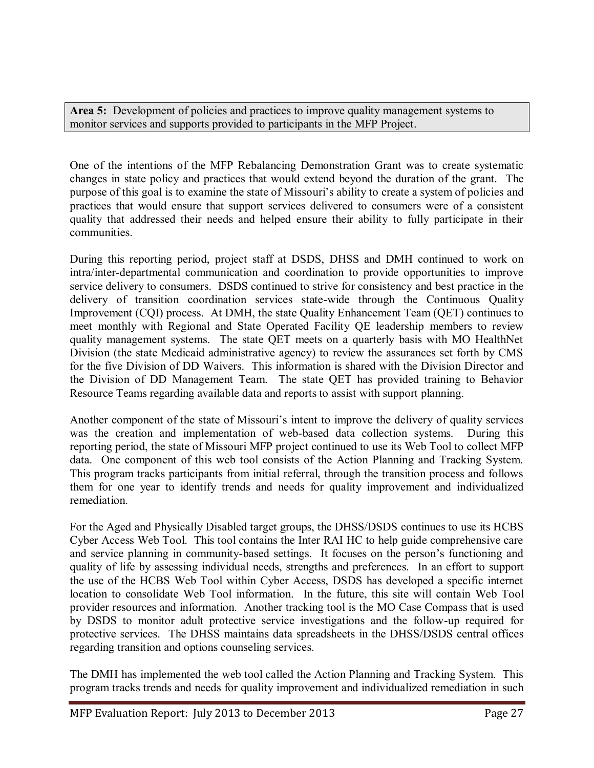**Area 5:** Development of policies and practices to improve quality management systems to monitor services and supports provided to participants in the MFP Project.

One of the intentions of the MFP Rebalancing Demonstration Grant was to create systematic changes in state policy and practices that would extend beyond the duration of the grant. The purpose of this goal is to examine the state of Missouri's ability to create a system of policies and practices that would ensure that support services delivered to consumers were of a consistent quality that addressed their needs and helped ensure their ability to fully participate in their communities.

During this reporting period, project staff at DSDS, DHSS and DMH continued to work on intra/inter-departmental communication and coordination to provide opportunities to improve service delivery to consumers. DSDS continued to strive for consistency and best practice in the delivery of transition coordination services state-wide through the Continuous Quality Improvement (CQI) process. At DMH, the state Quality Enhancement Team (QET) continues to meet monthly with Regional and State Operated Facility QE leadership members to review quality management systems. The state QET meets on a quarterly basis with MO HealthNet Division (the state Medicaid administrative agency) to review the assurances set forth by CMS for the five Division of DD Waivers. This information is shared with the Division Director and the Division of DD Management Team. The state QET has provided training to Behavior Resource Teams regarding available data and reports to assist with support planning.

Another component of the state of Missouri's intent to improve the delivery of quality services was the creation and implementation of web-based data collection systems. During this reporting period, the state of Missouri MFP project continued to use its Web Tool to collect MFP data. One component of this web tool consists of the Action Planning and Tracking System. This program tracks participants from initial referral, through the transition process and follows them for one year to identify trends and needs for quality improvement and individualized remediation.

For the Aged and Physically Disabled target groups, the DHSS/DSDS continues to use its HCBS Cyber Access Web Tool. This tool contains the Inter RAI HC to help guide comprehensive care and service planning in community-based settings. It focuses on the person's functioning and quality of life by assessing individual needs, strengths and preferences. In an effort to support the use of the HCBS Web Tool within Cyber Access, DSDS has developed a specific internet location to consolidate Web Tool information. In the future, this site will contain Web Tool provider resources and information. Another tracking tool is the MO Case Compass that is used by DSDS to monitor adult protective service investigations and the follow-up required for protective services. The DHSS maintains data spreadsheets in the DHSS/DSDS central offices regarding transition and options counseling services.

The DMH has implemented the web tool called the Action Planning and Tracking System. This program tracks trends and needs for quality improvement and individualized remediation in such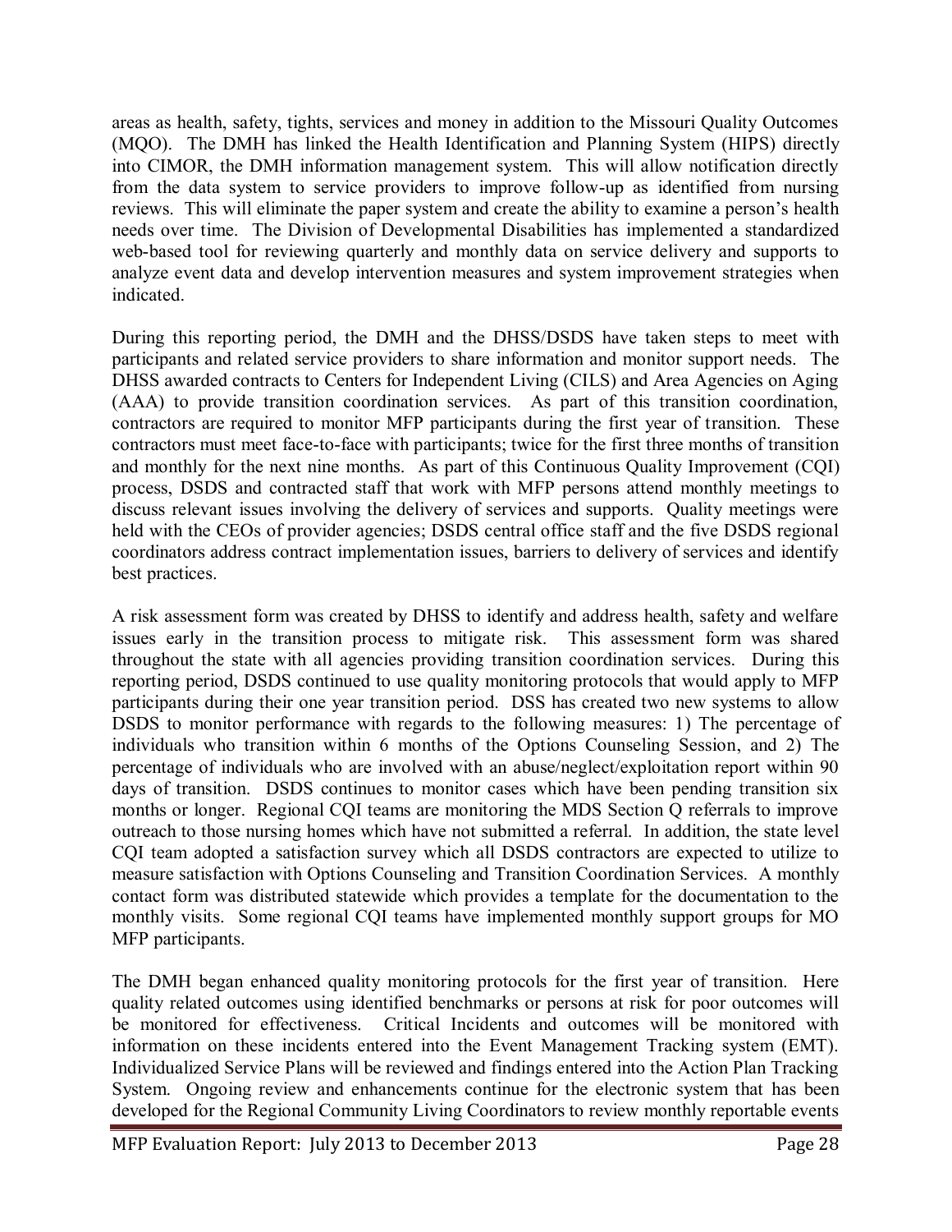areas as health, safety, tights, services and money in addition to the Missouri Quality Outcomes (MQO). The DMH has linked the Health Identification and Planning System (HIPS) directly into CIMOR, the DMH information management system. This will allow notification directly from the data system to service providers to improve follow-up as identified from nursing reviews. This will eliminate the paper system and create the ability to examine a person's health needs over time. The Division of Developmental Disabilities has implemented a standardized web-based tool for reviewing quarterly and monthly data on service delivery and supports to analyze event data and develop intervention measures and system improvement strategies when indicated.

During this reporting period, the DMH and the DHSS/DSDS have taken steps to meet with participants and related service providers to share information and monitor support needs. The DHSS awarded contracts to Centers for Independent Living (CILS) and Area Agencies on Aging (AAA) to provide transition coordination services. As part of this transition coordination, contractors are required to monitor MFP participants during the first year of transition. These contractors must meet face-to-face with participants; twice for the first three months of transition and monthly for the next nine months. As part of this Continuous Quality Improvement (CQI) process, DSDS and contracted staff that work with MFP persons attend monthly meetings to discuss relevant issues involving the delivery of services and supports. Quality meetings were held with the CEOs of provider agencies; DSDS central office staff and the five DSDS regional coordinators address contract implementation issues, barriers to delivery of services and identify best practices.

A risk assessment form was created by DHSS to identify and address health, safety and welfare issues early in the transition process to mitigate risk. This assessment form was shared throughout the state with all agencies providing transition coordination services. During this reporting period, DSDS continued to use quality monitoring protocols that would apply to MFP participants during their one year transition period. DSS has created two new systems to allow DSDS to monitor performance with regards to the following measures: 1) The percentage of individuals who transition within 6 months of the Options Counseling Session, and 2) The percentage of individuals who are involved with an abuse/neglect/exploitation report within 90 days of transition. DSDS continues to monitor cases which have been pending transition six months or longer. Regional CQI teams are monitoring the MDS Section Q referrals to improve outreach to those nursing homes which have not submitted a referral. In addition, the state level CQI team adopted a satisfaction survey which all DSDS contractors are expected to utilize to measure satisfaction with Options Counseling and Transition Coordination Services. A monthly contact form was distributed statewide which provides a template for the documentation to the monthly visits. Some regional CQI teams have implemented monthly support groups for MO MFP participants.

The DMH began enhanced quality monitoring protocols for the first year of transition. Here quality related outcomes using identified benchmarks or persons at risk for poor outcomes will be monitored for effectiveness. Critical Incidents and outcomes will be monitored with information on these incidents entered into the Event Management Tracking system (EMT). Individualized Service Plans will be reviewed and findings entered into the Action Plan Tracking System. Ongoing review and enhancements continue for the electronic system that has been developed for the Regional Community Living Coordinators to review monthly reportable events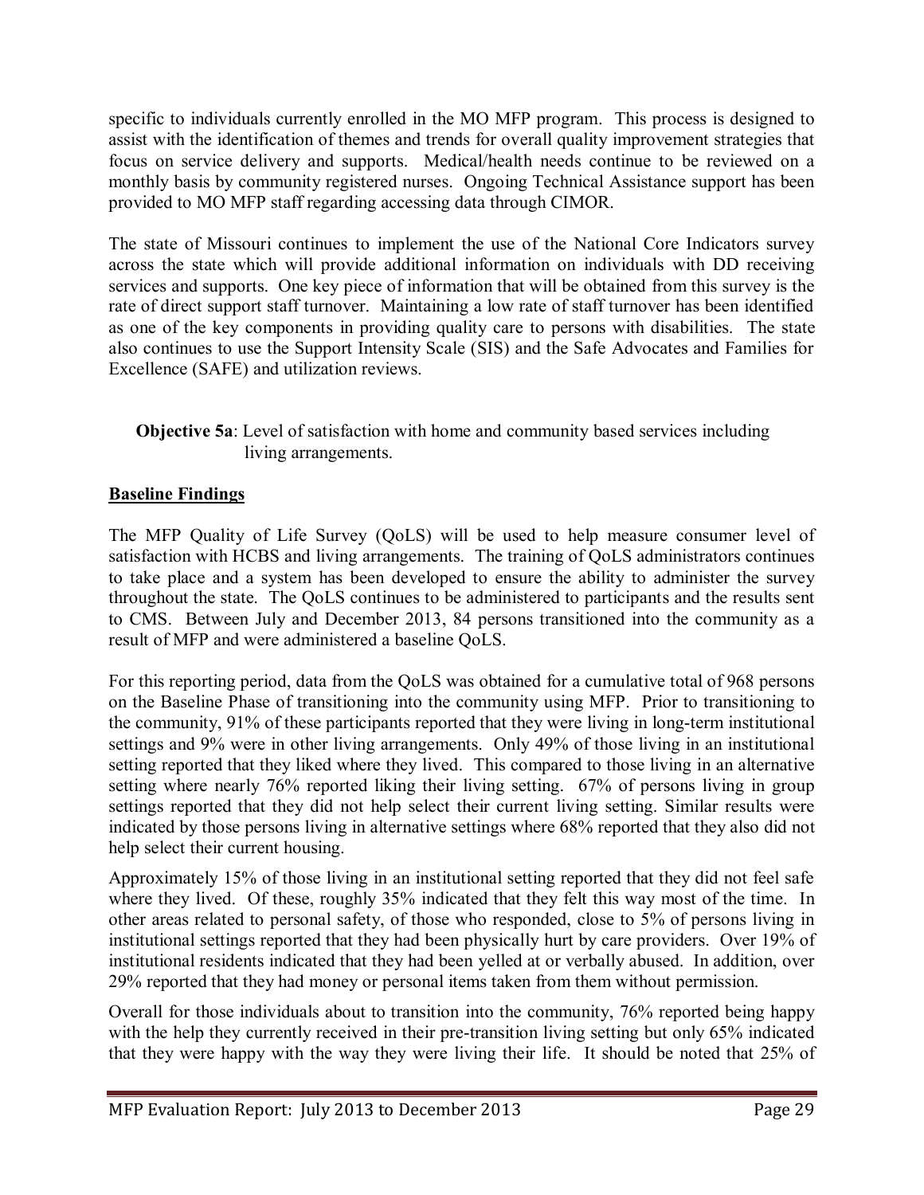specific to individuals currently enrolled in the MO MFP program. This process is designed to assist with the identification of themes and trends for overall quality improvement strategies that focus on service delivery and supports. Medical/health needs continue to be reviewed on a monthly basis by community registered nurses. Ongoing Technical Assistance support has been provided to MO MFP staff regarding accessing data through CIMOR.

The state of Missouri continues to implement the use of the National Core Indicators survey across the state which will provide additional information on individuals with DD receiving services and supports. One key piece of information that will be obtained from this survey is the rate of direct support staff turnover. Maintaining a low rate of staff turnover has been identified as one of the key components in providing quality care to persons with disabilities. The state also continues to use the Support Intensity Scale (SIS) and the Safe Advocates and Families for Excellence (SAFE) and utilization reviews.

**Objective 5a**: Level of satisfaction with home and community based services including living arrangements.

**Baseline Findings**

The MFP Quality of Life Survey (QoLS) will be used to help measure consumer level of satisfaction with HCBS and living arrangements. The training of QoLS administrators continues to take place and a system has been developed to ensure the ability to administer the survey throughout the state. The QoLS continues to be administered to participants and the results sent to CMS. Between July and December 2013, 84 persons transitioned into the community as a result of MFP and were administered a baseline QoLS.

For this reporting period, data from the QoLS was obtained for a cumulative total of 968 persons on the Baseline Phase of transitioning into the community using MFP. Prior to transitioning to the community, 91% of these participants reported that they were living in long-term institutional settings and 9% were in other living arrangements. Only 49% of those living in an institutional setting reported that they liked where they lived. This compared to those living in an alternative setting where nearly 76% reported liking their living setting. 67% of persons living in group settings reported that they did not help select their current living setting. Similar results were indicated by those persons living in alternative settings where 68% reported that they also did not help select their current housing.

Approximately 15% of those living in an institutional setting reported that they did not feel safe where they lived. Of these, roughly 35% indicated that they felt this way most of the time. In other areas related to personal safety, of those who responded, close to 5% of persons living in institutional settings reported that they had been physically hurt by care providers. Over 19% of institutional residents indicated that they had been yelled at or verbally abused. In addition, over 29% reported that they had money or personal items taken from them without permission.

Overall for those individuals about to transition into the community, 76% reported being happy with the help they currently received in their pre-transition living setting but only 65% indicated that they were happy with the way they were living their life. It should be noted that 25% of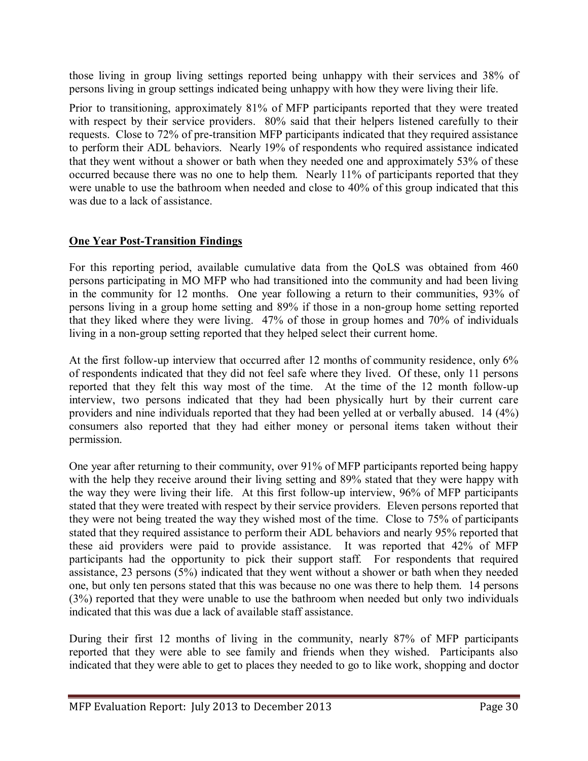those living in group living settings reported being unhappy with their services and 38% of persons living in group settings indicated being unhappy with how they were living their life.

Prior to transitioning, approximately 81% of MFP participants reported that they were treated with respect by their service providers. 80% said that their helpers listened carefully to their requests. Close to 72% of pre-transition MFP participants indicated that they required assistance to perform their ADL behaviors. Nearly 19% of respondents who required assistance indicated that they went without a shower or bath when they needed one and approximately 53% of these occurred because there was no one to help them. Nearly 11% of participants reported that they were unable to use the bathroom when needed and close to 40% of this group indicated that this was due to a lack of assistance.

## One Year Post-Transition Findings

For this reporting period, available cumulative data from the QoLS was obtained from 460 persons participating in MO MFP who had transitioned into the community and had been living in the community for 12 months. One year following a return to their communities, 93% of persons living in a group home setting and 89% if those in a non-group home setting reported that they liked where they were living. 47% of those in group homes and 70% of individuals living in a non-group setting reported that they helped select their current home.

At the first follow-up interview that occurred after 12 months of community residence, only 6% of respondents indicated that they did not feel safe where they lived. Of these, only 11 persons reported that they felt this way most of the time. At the time of the 12 month follow-up interview, two persons indicated that they had been physically hurt by their current care providers and nine individuals reported that they had been yelled at or verbally abused. 14 (4%) consumers also reported that they had either money or personal items taken without their permission.

One year after returning to their community, over 91% of MFP participants reported being happy with the help they receive around their living setting and 89% stated that they were happy with the way they were living their life. At this first follow-up interview, 96% of MFP participants stated that they were treated with respect by their service providers. Eleven persons reported that they were not being treated the way they wished most of the time. Close to 75% of participants stated that they required assistance to perform their ADL behaviors and nearly 95% reported that these aid providers were paid to provide assistance. It was reported that 42% of MFP participants had the opportunity to pick their support staff. For respondents that required assistance, 23 persons (5%) indicated that they went without a shower or bath when they needed one, but only ten persons stated that this was because no one was there to help them. 14 persons (3%) reported that they were unable to use the bathroom when needed but only two individuals indicated that this was due a lack of available staff assistance.

During their first 12 months of living in the community, nearly 87% of MFP participants reported that they were able to see family and friends when they wished. Participants also indicated that they were able to get to places they needed to go to like work, shopping and doctor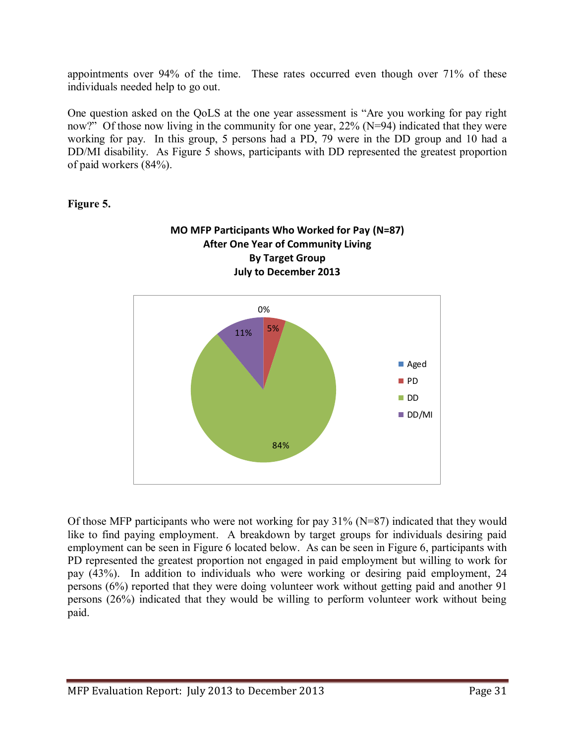appointments over 94% of the time. These rates occurred even though over 71% of these individuals needed help to go out.

One question asked on the QoLS at the one year assessment is "Are you working for pay right now?" Of those now living in the community for one year, 22% (N=94) indicated that they were working for pay. In this group, 5 persons had a PD, 79 were in the DD group and 10 had a DD/MI disability. As Figure 5 shows, participants with DD represented the greatest proportion of paid workers (84%).

**Figure 5.**

**MO MFP Participants Who Worked for Pay (N=87)**
**After One Year of Community Living**
**By Target Group**
**July to December 2013**

| Target Group | Percent |
|---|---|
| Aged | 0% |
| PD | 5% |
| DD | 84% |
| DD/MI | 11% |

Of those MFP participants who were not working for pay 31% (N=87) indicated that they would like to find paying employment. A breakdown by target groups for individuals desiring paid employment can be seen in Figure 6 located below. As can be seen in Figure 6, participants with PD represented the greatest proportion not engaged in paid employment but willing to work for pay (43%). In addition to individuals who were working or desiring paid employment, 24 persons (6%) reported that they were doing volunteer work without getting paid and another 91 persons (26%) indicated that they would be willing to perform volunteer work without being paid.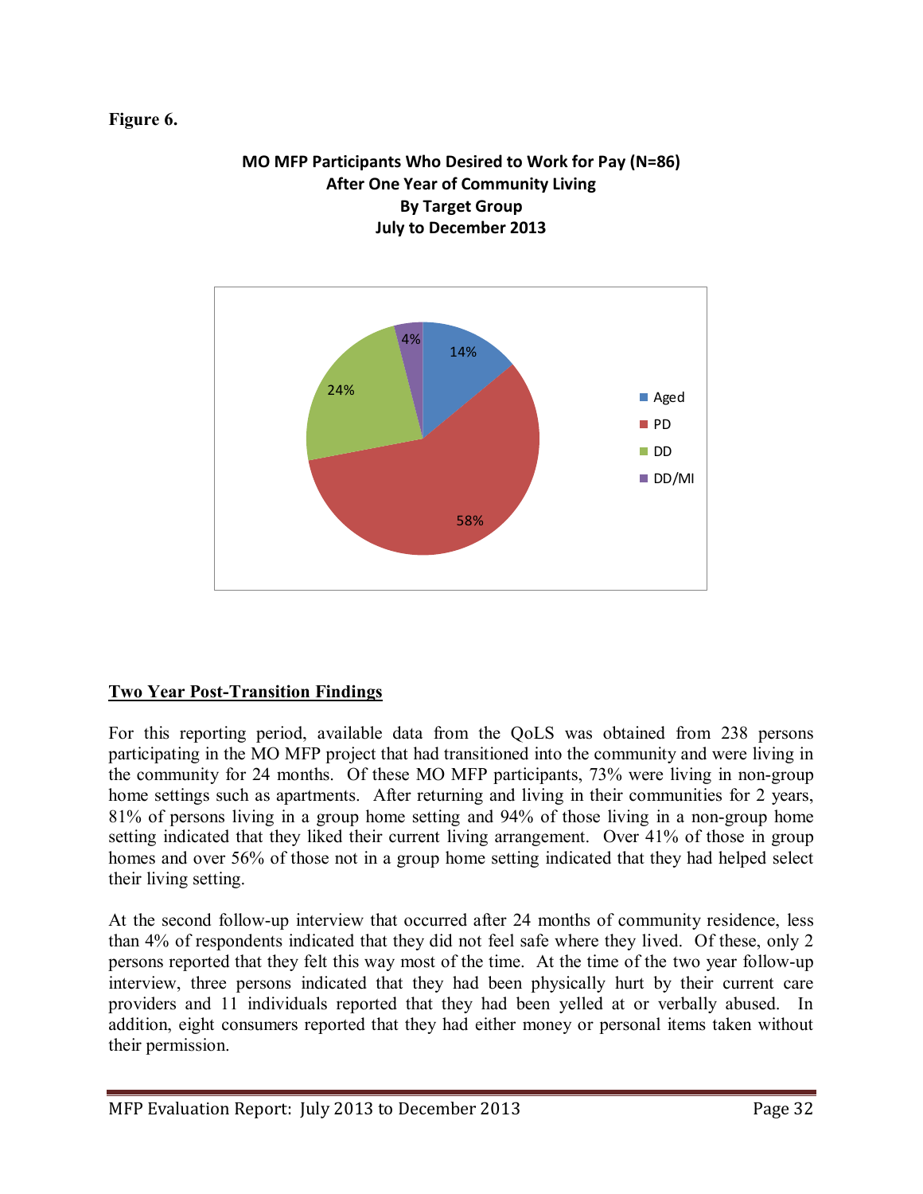**Figure 6.**

**MO MFP Participants Who Desired to Work for Pay (N=86)**
**After One Year of Community Living**
**By Target Group**
**July to December 2013**

| Target Group | Percent |
|---|---|
| Aged | 14% |
| PD | 58% |
| DD | 24% |
| DD/MI | 4% |

**Two Year Post-Transition Findings**

For this reporting period, available data from the QoLS was obtained from 238 persons participating in the MO MFP project that had transitioned into the community and were living in the community for 24 months. Of these MO MFP participants, 73% were living in non-group home settings such as apartments. After returning and living in their communities for 2 years, 81% of persons living in a group home setting and 94% of those living in a non-group home setting indicated that they liked their current living arrangement. Over 41% of those in group homes and over 56% of those not in a group home setting indicated that they had helped select their living setting.

At the second follow-up interview that occurred after 24 months of community residence, less than 4% of respondents indicated that they did not feel safe where they lived. Of these, only 2 persons reported that they felt this way most of the time. At the time of the two year follow-up interview, three persons indicated that they had been physically hurt by their current care providers and 11 individuals reported that they had been yelled at or verbally abused. In addition, eight consumers reported that they had either money or personal items taken without their permission.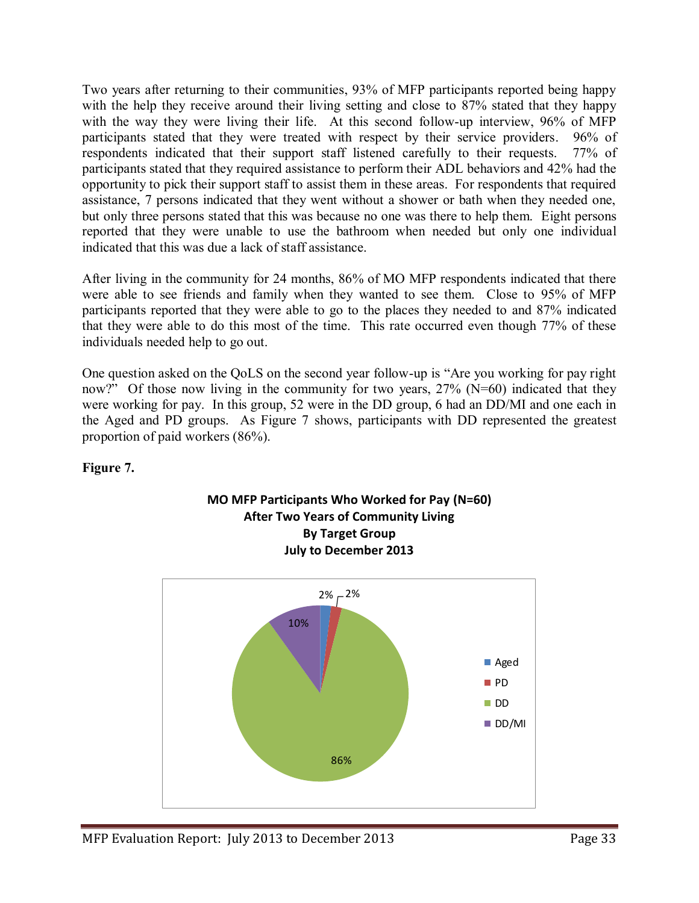Two years after returning to their communities, 93% of MFP participants reported being happy with the help they receive around their living setting and close to 87% stated that they happy with the way they were living their life. At this second follow-up interview, 96% of MFP participants stated that they were treated with respect by their service providers. 96% of respondents indicated that their support staff listened carefully to their requests. 77% of participants stated that they required assistance to perform their ADL behaviors and 42% had the opportunity to pick their support staff to assist them in these areas. For respondents that required assistance, 7 persons indicated that they went without a shower or bath when they needed one, but only three persons stated that this was because no one was there to help them. Eight persons reported that they were unable to use the bathroom when needed but only one individual indicated that this was due a lack of staff assistance.

After living in the community for 24 months, 86% of MO MFP respondents indicated that there were able to see friends and family when they wanted to see them. Close to 95% of MFP participants reported that they were able to go to the places they needed to and 87% indicated that they were able to do this most of the time. This rate occurred even though 77% of these individuals needed help to go out.

One question asked on the QoLS on the second year follow-up is "Are you working for pay right now?" Of those now living in the community for two years, 27% (N=60) indicated that they were working for pay. In this group, 52 were in the DD group, 6 had an DD/MI and one each in the Aged and PD groups. As Figure 7 shows, participants with DD represented the greatest proportion of paid workers (86%).

**Figure 7.**

**MO MFP Participants Who Worked for Pay (N=60)**
**After Two Years of Community Living**
**By Target Group**
**July to December 2013**

| Target Group | Percent |
|---|---|
| Aged | 2% |
| PD | 2% |
| DD | 86% |
| DD/MI | 10% |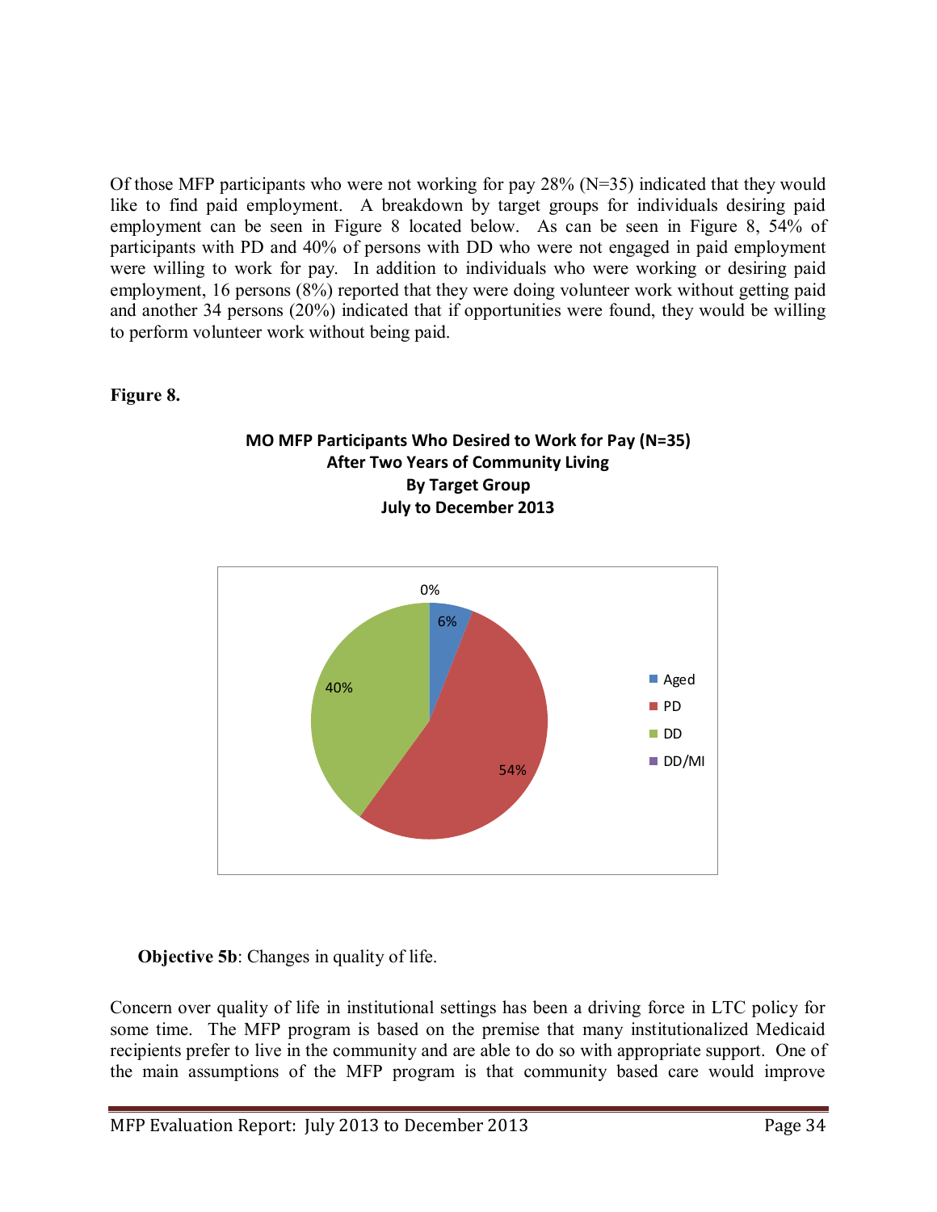Of those MFP participants who were not working for pay 28% (N=35) indicated that they would like to find paid employment. A breakdown by target groups for individuals desiring paid employment can be seen in Figure 8 located below. As can be seen in Figure 8, 54% of participants with PD and 40% of persons with DD who were not engaged in paid employment were willing to work for pay. In addition to individuals who were working or desiring paid employment, 16 persons (8%) reported that they were doing volunteer work without getting paid and another 34 persons (20%) indicated that if opportunities were found, they would be willing to perform volunteer work without being paid.

**Figure 8.**

**MO MFP Participants Who Desired to Work for Pay (N=35) After Two Years of Community Living By Target Group July to December 2013**

| Target Group | Percent |
|---|---|
| Aged | 6% |
| PD | 54% |
| DD | 40% |
| DD/MI | 0% |

**Objective 5b**: Changes in quality of life.

Concern over quality of life in institutional settings has been a driving force in LTC policy for some time. The MFP program is based on the premise that many institutionalized Medicaid recipients prefer to live in the community and are able to do so with appropriate support. One of the main assumptions of the MFP program is that community based care would improve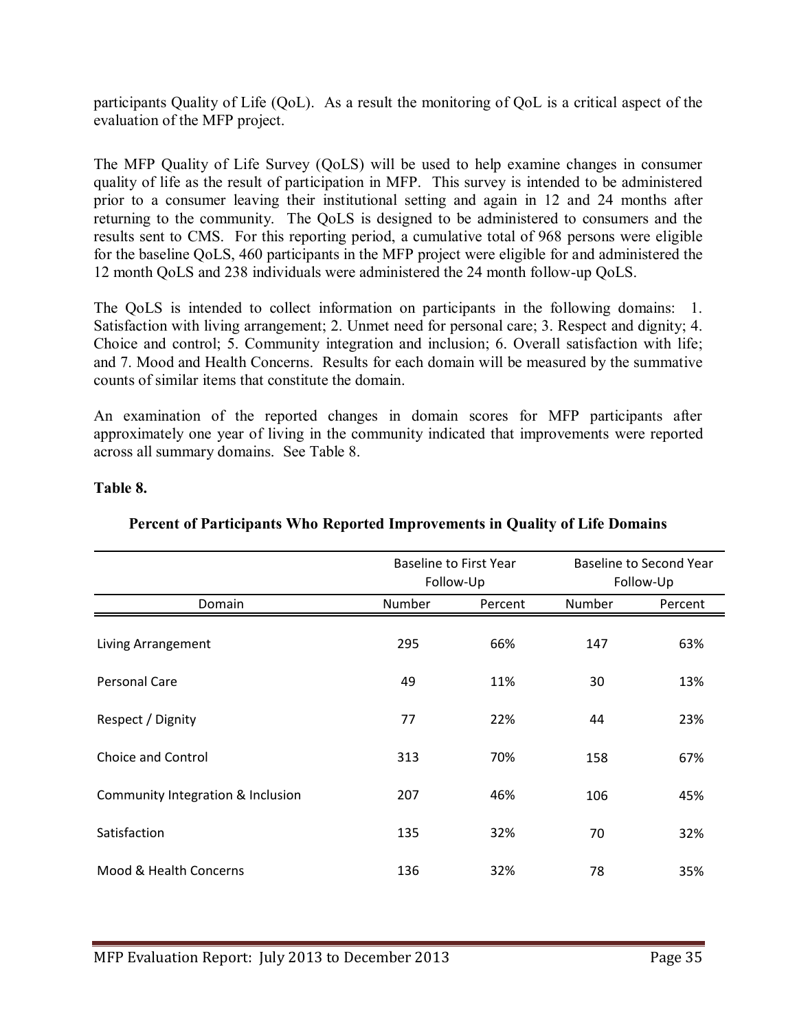participants Quality of Life (QoL). As a result the monitoring of QoL is a critical aspect of the evaluation of the MFP project.

The MFP Quality of Life Survey (QoLS) will be used to help examine changes in consumer quality of life as the result of participation in MFP. This survey is intended to be administered prior to a consumer leaving their institutional setting and again in 12 and 24 months after returning to the community. The QoLS is designed to be administered to consumers and the results sent to CMS. For this reporting period, a cumulative total of 968 persons were eligible for the baseline QoLS, 460 participants in the MFP project were eligible for and administered the 12 month QoLS and 238 individuals were administered the 24 month follow-up QoLS.

The QoLS is intended to collect information on participants in the following domains: 1. Satisfaction with living arrangement; 2. Unmet need for personal care; 3. Respect and dignity; 4. Choice and control; 5. Community integration and inclusion; 6. Overall satisfaction with life; and 7. Mood and Health Concerns. Results for each domain will be measured by the summative counts of similar items that constitute the domain.

An examination of the reported changes in domain scores for MFP participants after approximately one year of living in the community indicated that improvements were reported across all summary domains. See Table 8.

**Table 8.**

**Percent of Participants Who Reported Improvements in Quality of Life Domains**

| | Baseline to First Year Follow-Up | | Baseline to Second Year Follow-Up | |
|---|---|---|---|---|
| Domain | Number | Percent | Number | Percent |
| Living Arrangement | 295 | 66% | 147 | 63% |
| Personal Care | 49 | 11% | 30 | 13% |
| Respect / Dignity | 77 | 22% | 44 | 23% |
| Choice and Control | 313 | 70% | 158 | 67% |
| Community Integration & Inclusion | 207 | 46% | 106 | 45% |
| Satisfaction | 135 | 32% | 70 | 32% |
| Mood & Health Concerns | 136 | 32% | 78 | 35% |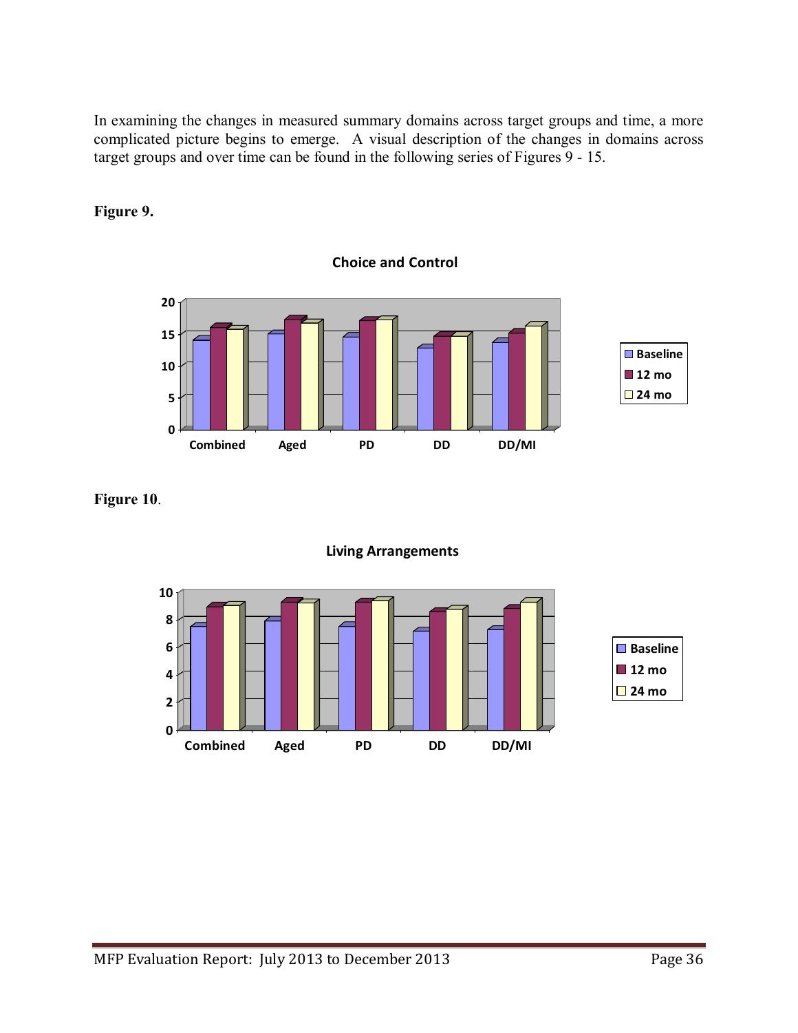In examining the changes in measured summary domains across target groups and time, a more complicated picture begins to emerge. A visual description of the changes in domains across target groups and over time can be found in the following series of Figures 9 - 15.

**Figure 9.**

**Choice and Control**

**Figure 10.**

**Living Arrangements**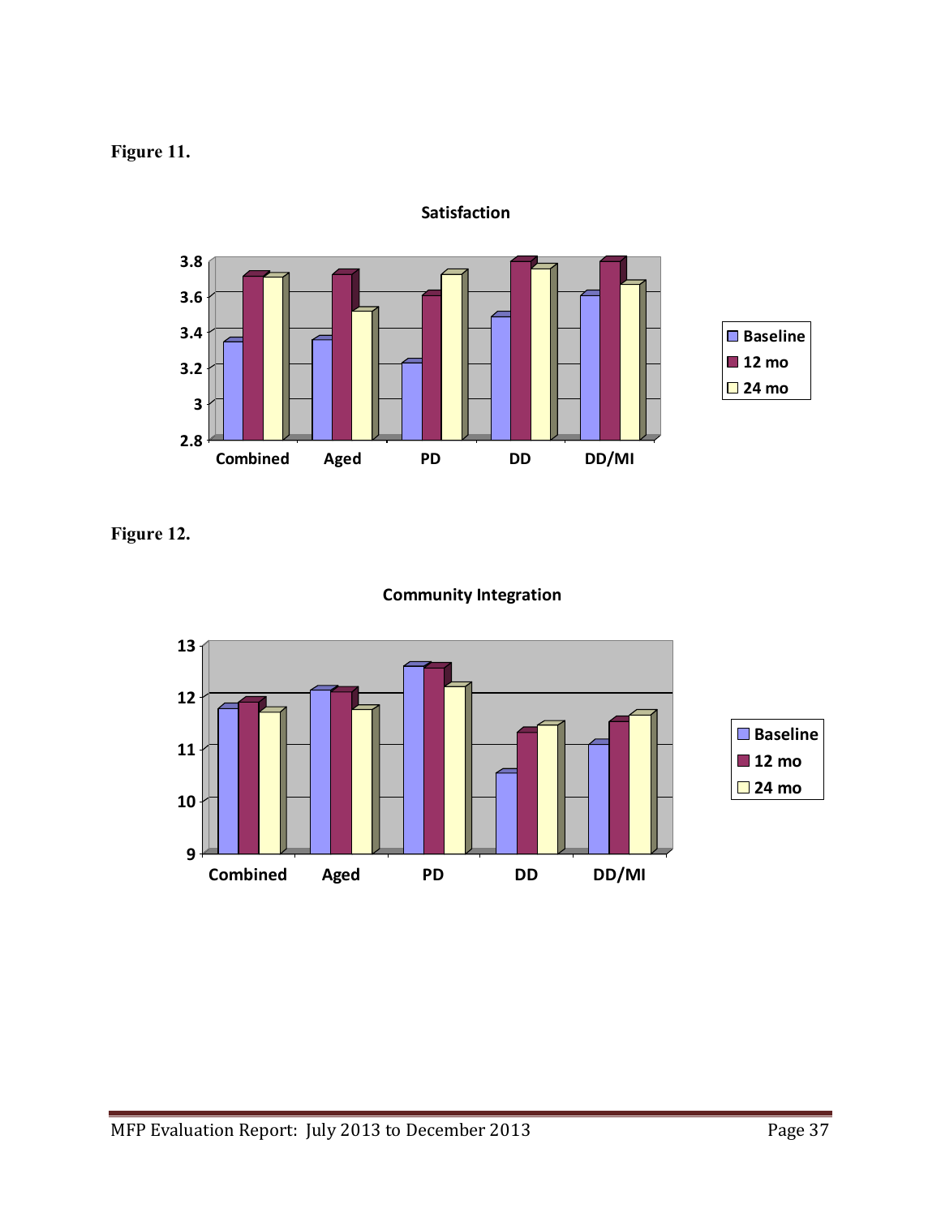**Figure 11.**

**Figure 12.**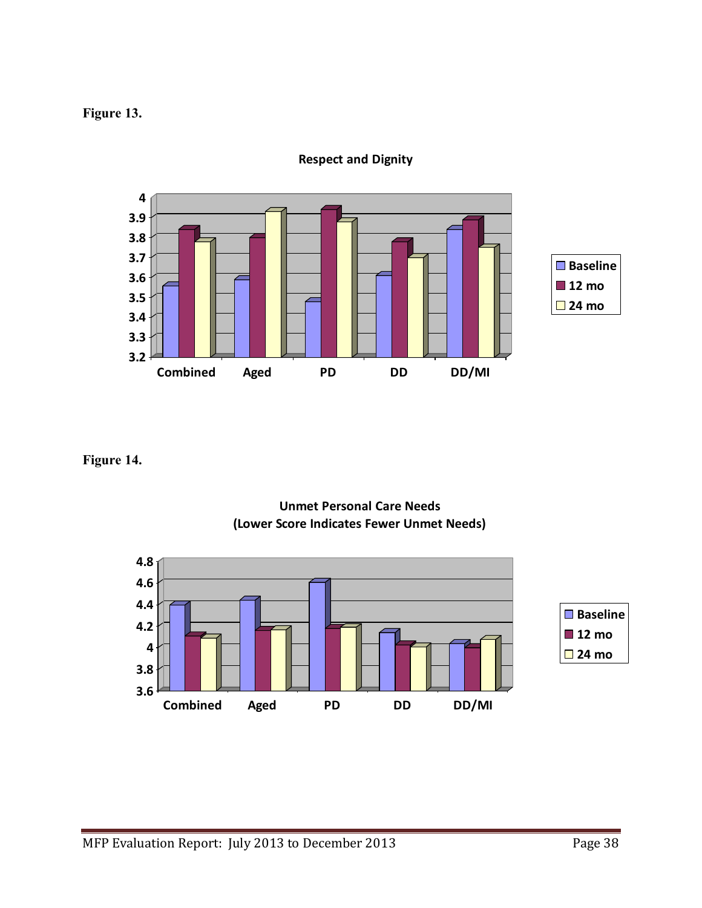**Figure 13.**

**Respect and Dignity**

**Figure 14.**

**Unmet Personal Care Needs (Lower Score Indicates Fewer Unmet Needs)**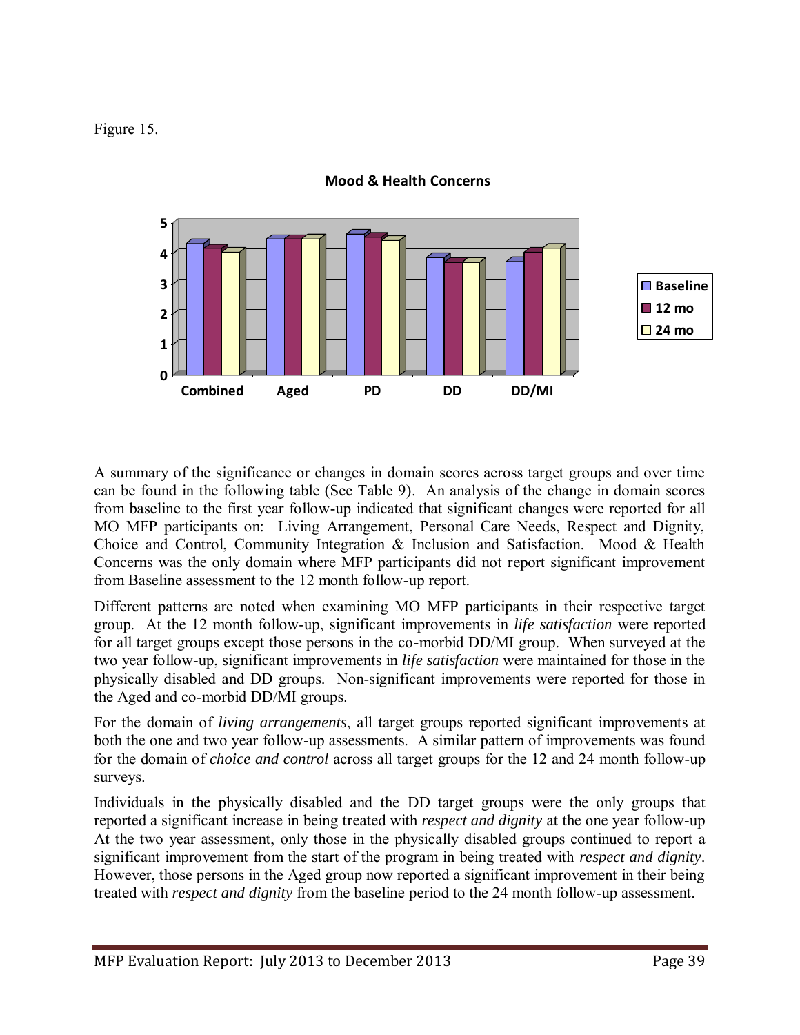Figure 15.

**Mood & Health Concerns**

A summary of the significance or changes in domain scores across target groups and over time can be found in the following table (See Table 9). An analysis of the change in domain scores from baseline to the first year follow-up indicated that significant changes were reported for all MO MFP participants on: Living Arrangement, Personal Care Needs, Respect and Dignity, Choice and Control, Community Integration & Inclusion and Satisfaction. Mood & Health Concerns was the only domain where MFP participants did not report significant improvement from Baseline assessment to the 12 month follow-up report.

Different patterns are noted when examining MO MFP participants in their respective target group. At the 12 month follow-up, significant improvements in *life satisfaction* were reported for all target groups except those persons in the co-morbid DD/MI group. When surveyed at the two year follow-up, significant improvements in *life satisfaction* were maintained for those in the physically disabled and DD groups. Non-significant improvements were reported for those in the Aged and co-morbid DD/MI groups.

For the domain of *living arrangements*, all target groups reported significant improvements at both the one and two year follow-up assessments. A similar pattern of improvements was found for the domain of *choice and control* across all target groups for the 12 and 24 month follow-up surveys.

Individuals in the physically disabled and the DD target groups were the only groups that reported a significant increase in being treated with *respect and dignity* at the one year follow-up At the two year assessment, only those in the physically disabled groups continued to report a significant improvement from the start of the program in being treated with *respect and dignity*. However, those persons in the Aged group now reported a significant improvement in their being treated with *respect and dignity* from the baseline period to the 24 month follow-up assessment.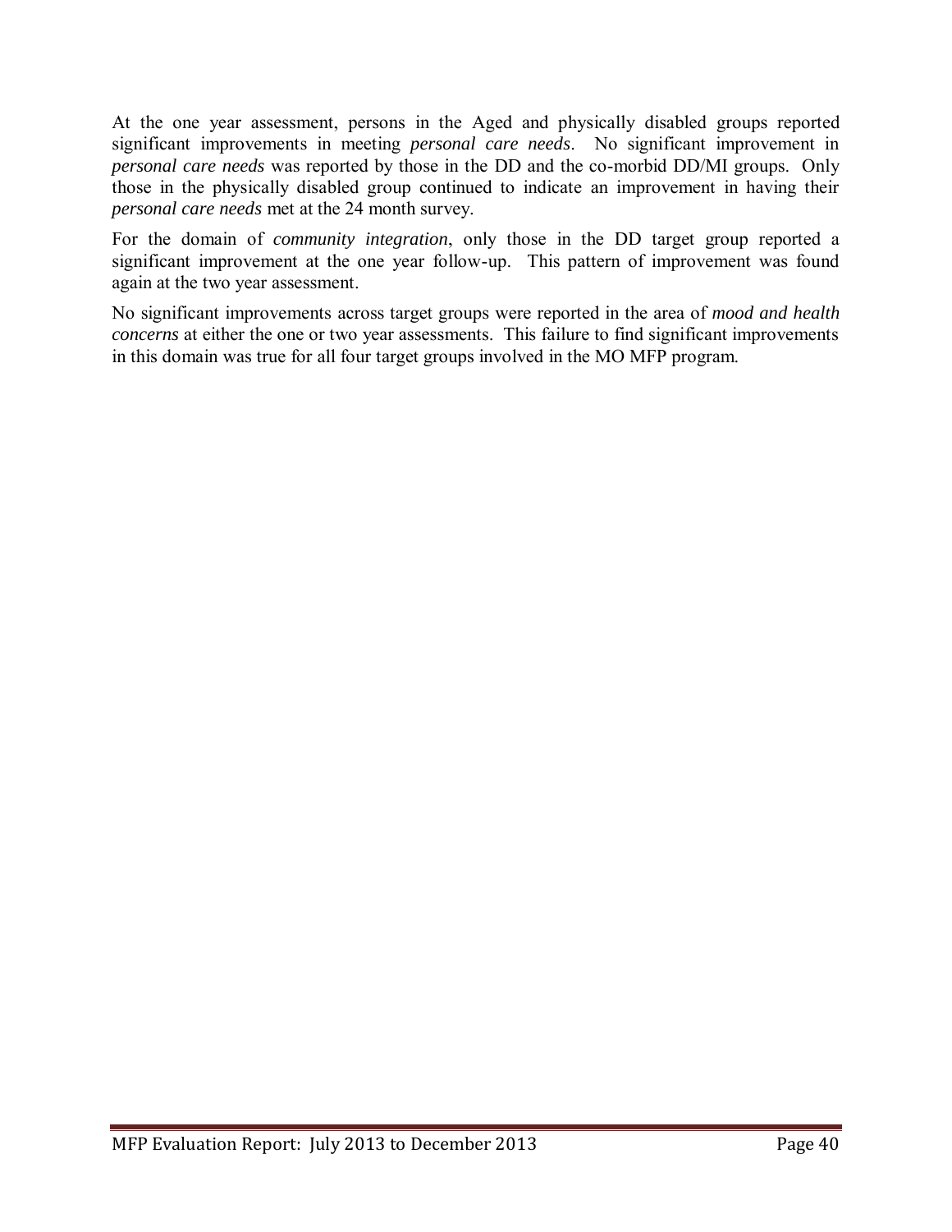At the one year assessment, persons in the Aged and physically disabled groups reported significant improvements in meeting *personal care needs*. No significant improvement in *personal care needs* was reported by those in the DD and the co-morbid DD/MI groups. Only those in the physically disabled group continued to indicate an improvement in having their *personal care needs* met at the 24 month survey.

For the domain of *community integration*, only those in the DD target group reported a significant improvement at the one year follow-up. This pattern of improvement was found again at the two year assessment.

No significant improvements across target groups were reported in the area of *mood and health concerns* at either the one or two year assessments. This failure to find significant improvements in this domain was true for all four target groups involved in the MO MFP program.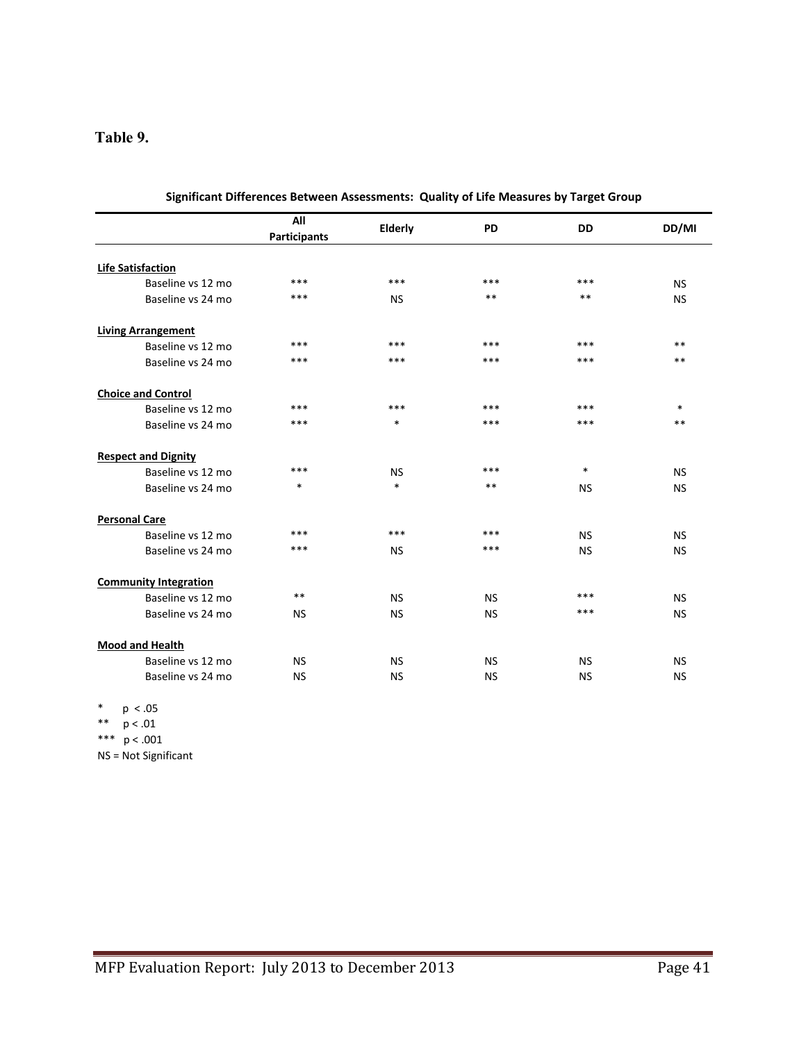**Table 9.**

**Significant Differences Between Assessments: Quality of Life Measures by Target Group**

| | All Participants | Elderly | PD | DD | DD/MI |
|---|---|---|---|---|---|
| **Life Satisfaction** | | | | | |
| Baseline vs 12 mo | *** | *** | *** | *** | NS |
| Baseline vs 24 mo | *** | NS | ** | ** | NS |
| **Living Arrangement** | | | | | |
| Baseline vs 12 mo | *** | *** | *** | *** | ** |
| Baseline vs 24 mo | *** | *** | *** | *** | ** |
| **Choice and Control** | | | | | |
| Baseline vs 12 mo | *** | *** | *** | *** | * |
| Baseline vs 24 mo | *** | * | *** | *** | ** |
| **Respect and Dignity** | | | | | |
| Baseline vs 12 mo | *** | NS | *** | * | NS |
| Baseline vs 24 mo | * | * | ** | NS | NS |
| **Personal Care** | | | | | |
| Baseline vs 12 mo | *** | *** | *** | NS | NS |
| Baseline vs 24 mo | *** | NS | *** | NS | NS |
| **Community Integration** | | | | | |
| Baseline vs 12 mo | ** | NS | NS | *** | NS |
| Baseline vs 24 mo | NS | NS | NS | *** | NS |
| **Mood and Health** | | | | | |
| Baseline vs 12 mo | NS | NS | NS | NS | NS |
| Baseline vs 24 mo | NS | NS | NS | NS | NS |

\* $p < .05$
\** $p < .01$
\*** $p < .001$
NS = Not Significant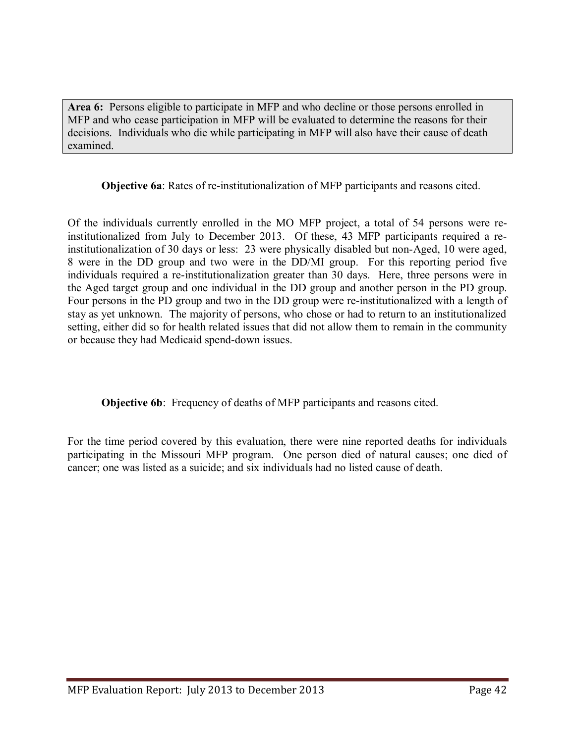**Area 6:** Persons eligible to participate in MFP and who decline or those persons enrolled in MFP and who cease participation in MFP will be evaluated to determine the reasons for their decisions. Individuals who die while participating in MFP will also have their cause of death examined.

**Objective 6a**: Rates of re-institutionalization of MFP participants and reasons cited.

Of the individuals currently enrolled in the MO MFP project, a total of 54 persons were re-institutionalized from July to December 2013. Of these, 43 MFP participants required a re-institutionalization of 30 days or less: 23 were physically disabled but non-Aged, 10 were aged, 8 were in the DD group and two were in the DD/MI group. For this reporting period five individuals required a re-institutionalization greater than 30 days. Here, three persons were in the Aged target group and one individual in the DD group and another person in the PD group. Four persons in the PD group and two in the DD group were re-institutionalized with a length of stay as yet unknown. The majority of persons, who chose or had to return to an institutionalized setting, either did so for health related issues that did not allow them to remain in the community or because they had Medicaid spend-down issues.

**Objective 6b**: Frequency of deaths of MFP participants and reasons cited.

For the time period covered by this evaluation, there were nine reported deaths for individuals participating in the Missouri MFP program. One person died of natural causes; one died of cancer; one was listed as a suicide; and six individuals had no listed cause of death.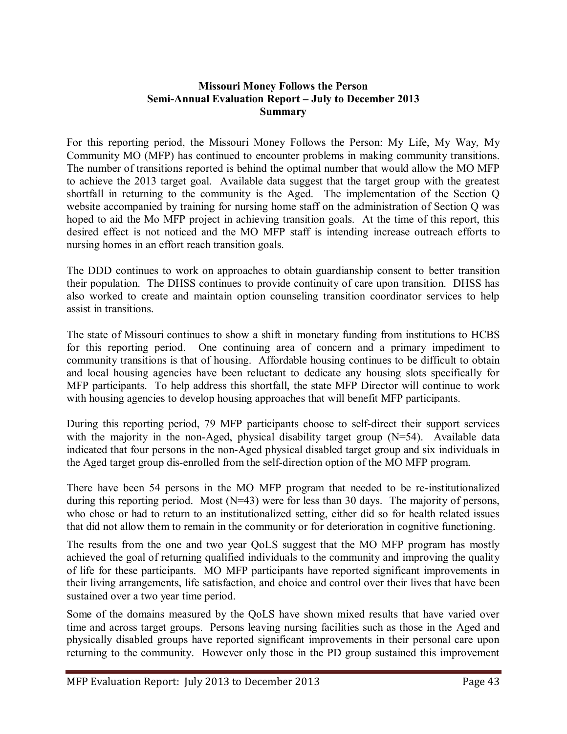**Missouri Money Follows the Person**
**Semi-Annual Evaluation Report – July to December 2013**
**Summary**

For this reporting period, the Missouri Money Follows the Person: My Life, My Way, My Community MO (MFP) has continued to encounter problems in making community transitions. The number of transitions reported is behind the optimal number that would allow the MO MFP to achieve the 2013 target goal. Available data suggest that the target group with the greatest shortfall in returning to the community is the Aged. The implementation of the Section Q website accompanied by training for nursing home staff on the administration of Section Q was hoped to aid the Mo MFP project in achieving transition goals. At the time of this report, this desired effect is not noticed and the MO MFP staff is intending increase outreach efforts to nursing homes in an effort reach transition goals.

The DDD continues to work on approaches to obtain guardianship consent to better transition their population. The DHSS continues to provide continuity of care upon transition. DHSS has also worked to create and maintain option counseling transition coordinator services to help assist in transitions.

The state of Missouri continues to show a shift in monetary funding from institutions to HCBS for this reporting period. One continuing area of concern and a primary impediment to community transitions is that of housing. Affordable housing continues to be difficult to obtain and local housing agencies have been reluctant to dedicate any housing slots specifically for MFP participants. To help address this shortfall, the state MFP Director will continue to work with housing agencies to develop housing approaches that will benefit MFP participants.

During this reporting period, 79 MFP participants choose to self-direct their support services with the majority in the non-Aged, physical disability target group (N=54). Available data indicated that four persons in the non-Aged physical disabled target group and six individuals in the Aged target group dis-enrolled from the self-direction option of the MO MFP program.

There have been 54 persons in the MO MFP program that needed to be re-institutionalized during this reporting period. Most (N=43) were for less than 30 days. The majority of persons, who chose or had to return to an institutionalized setting, either did so for health related issues that did not allow them to remain in the community or for deterioration in cognitive functioning.

The results from the one and two year QoLS suggest that the MO MFP program has mostly achieved the goal of returning qualified individuals to the community and improving the quality of life for these participants. MO MFP participants have reported significant improvements in their living arrangements, life satisfaction, and choice and control over their lives that have been sustained over a two year time period.

Some of the domains measured by the QoLS have shown mixed results that have varied over time and across target groups. Persons leaving nursing facilities such as those in the Aged and physically disabled groups have reported significant improvements in their personal care upon returning to the community. However only those in the PD group sustained this improvement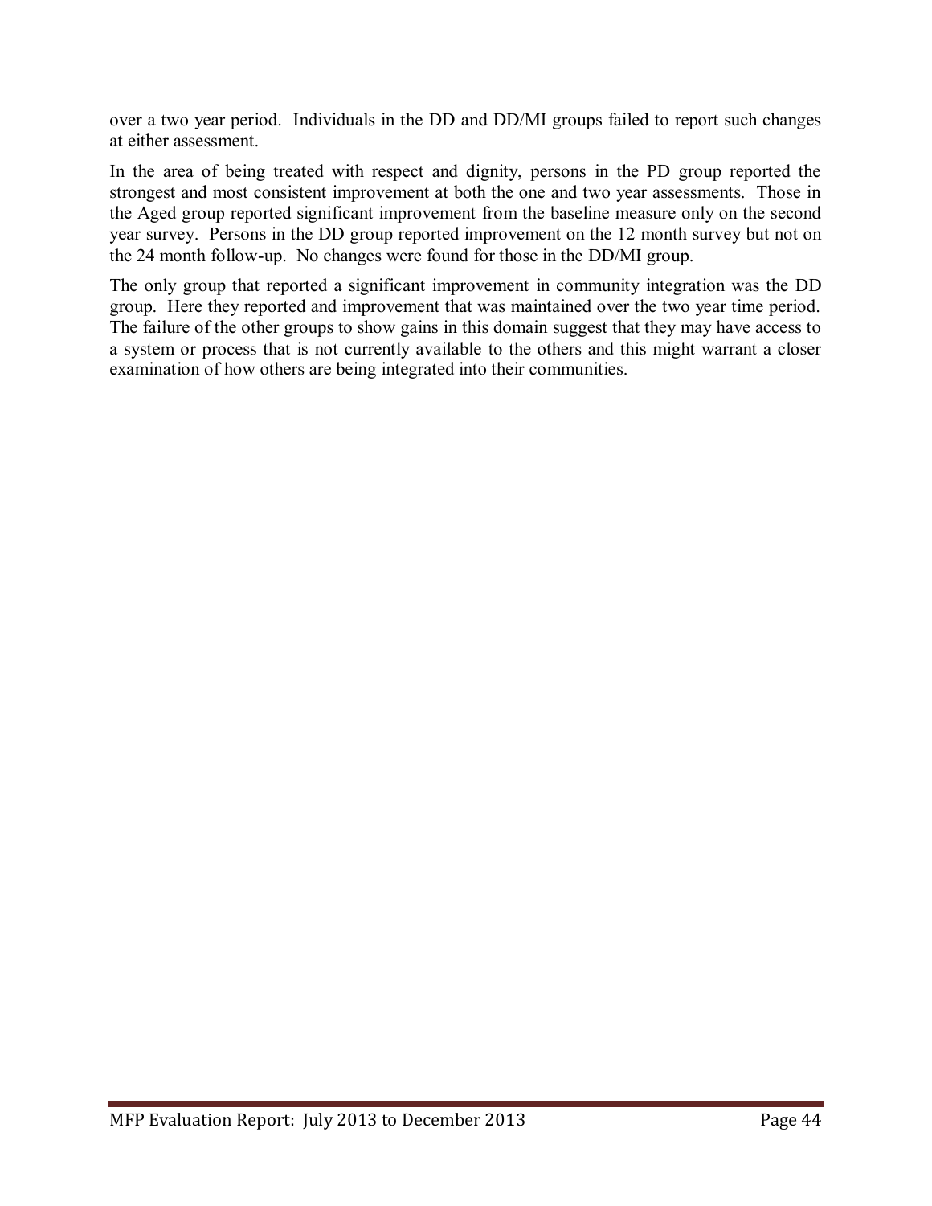over a two year period. Individuals in the DD and DD/MI groups failed to report such changes at either assessment.

In the area of being treated with respect and dignity, persons in the PD group reported the strongest and most consistent improvement at both the one and two year assessments. Those in the Aged group reported significant improvement from the baseline measure only on the second year survey. Persons in the DD group reported improvement on the 12 month survey but not on the 24 month follow-up. No changes were found for those in the DD/MI group.

The only group that reported a significant improvement in community integration was the DD group. Here they reported and improvement that was maintained over the two year time period. The failure of the other groups to show gains in this domain suggest that they may have access to a system or process that is not currently available to the others and this might warrant a closer examination of how others are being integrated into their communities.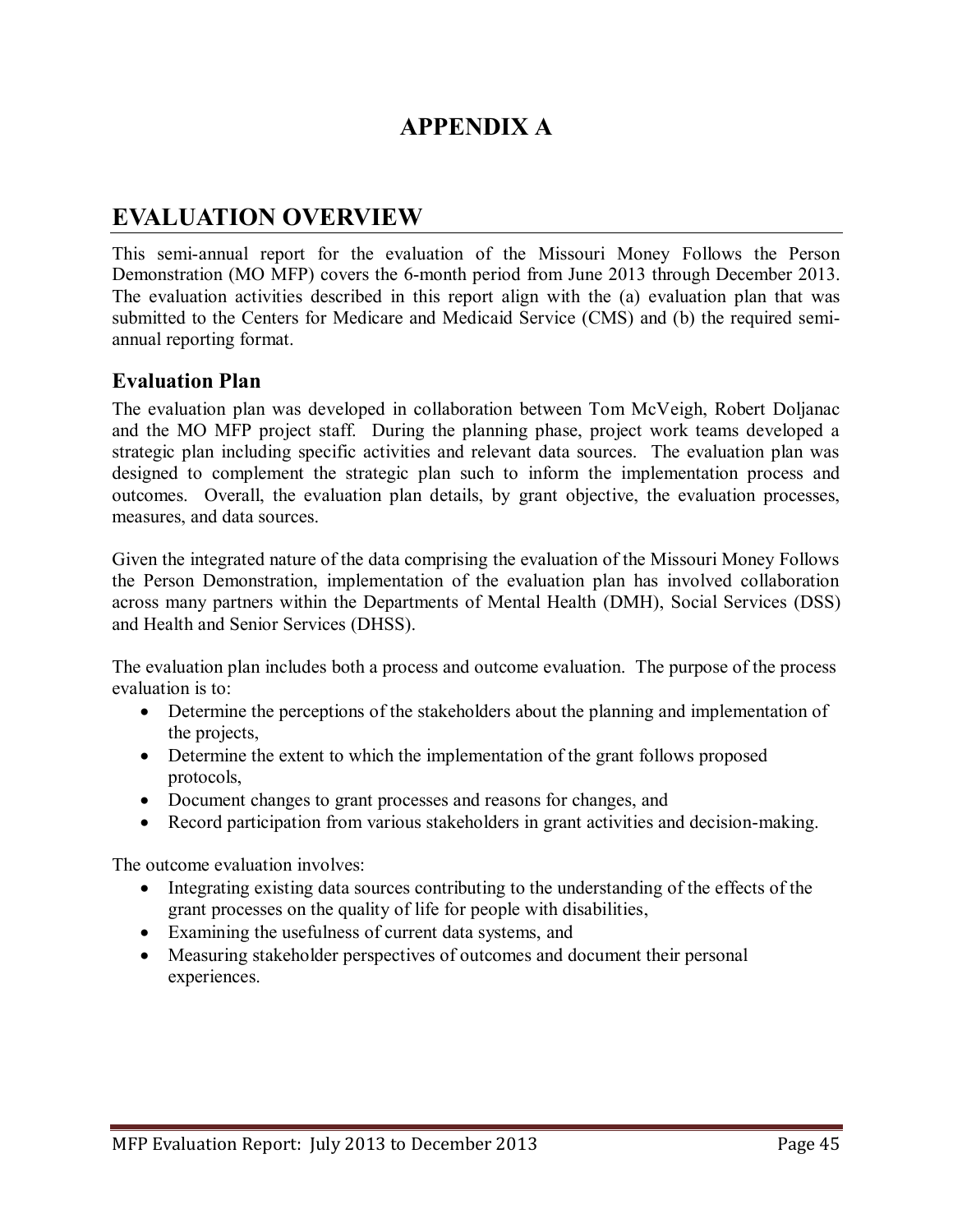# APPENDIX A

## EVALUATION OVERVIEW

This semi-annual report for the evaluation of the Missouri Money Follows the Person Demonstration (MO MFP) covers the 6-month period from June 2013 through December 2013. The evaluation activities described in this report align with the (a) evaluation plan that was submitted to the Centers for Medicare and Medicaid Service (CMS) and (b) the required semi-annual reporting format.

### Evaluation Plan

The evaluation plan was developed in collaboration between Tom McVeigh, Robert Doljanac and the MO MFP project staff. During the planning phase, project work teams developed a strategic plan including specific activities and relevant data sources. The evaluation plan was designed to complement the strategic plan such to inform the implementation process and outcomes. Overall, the evaluation plan details, by grant objective, the evaluation processes, measures, and data sources.

Given the integrated nature of the data comprising the evaluation of the Missouri Money Follows the Person Demonstration, implementation of the evaluation plan has involved collaboration across many partners within the Departments of Mental Health (DMH), Social Services (DSS) and Health and Senior Services (DHSS).

The evaluation plan includes both a process and outcome evaluation. The purpose of the process evaluation is to:

- Determine the perceptions of the stakeholders about the planning and implementation of the projects,
- Determine the extent to which the implementation of the grant follows proposed protocols,
- Document changes to grant processes and reasons for changes, and
- Record participation from various stakeholders in grant activities and decision-making.

The outcome evaluation involves:

- Integrating existing data sources contributing to the understanding of the effects of the grant processes on the quality of life for people with disabilities,
- Examining the usefulness of current data systems, and
- Measuring stakeholder perspectives of outcomes and document their personal experiences.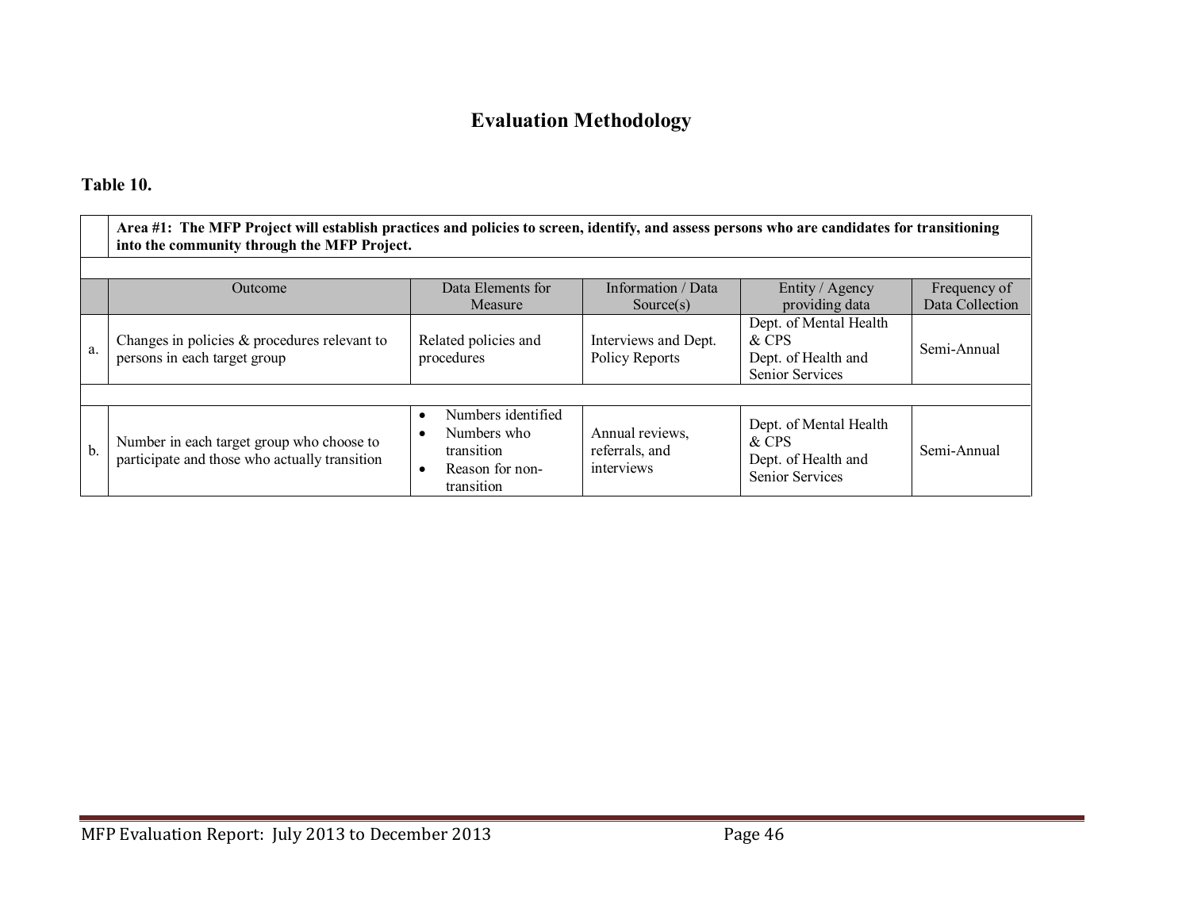# Evaluation Methodology

**Table 10.**

| | Outcome | Data Elements for Measure | Information / Data Source(s) | Entity / Agency providing data | Frequency of Data Collection |
|---|---|---|---|---|---|
| | **Area #1: The MFP Project will establish practices and policies to screen, identify, and assess persons who are candidates for transitioning into the community through the MFP Project.** | | | | |
| a. | Changes in policies & procedures relevant to persons in each target group | Related policies and procedures | Interviews and Dept. Policy Reports | Dept. of Mental Health & CPS<br>Dept. of Health and Senior Services | Semi-Annual |
| b. | Number in each target group who choose to participate and those who actually transition | • Numbers identified<br>• Numbers who transition<br>• Reason for non-transition | Annual reviews, referrals, and interviews | Dept. of Mental Health & CPS<br>Dept. of Health and Senior Services | Semi-Annual |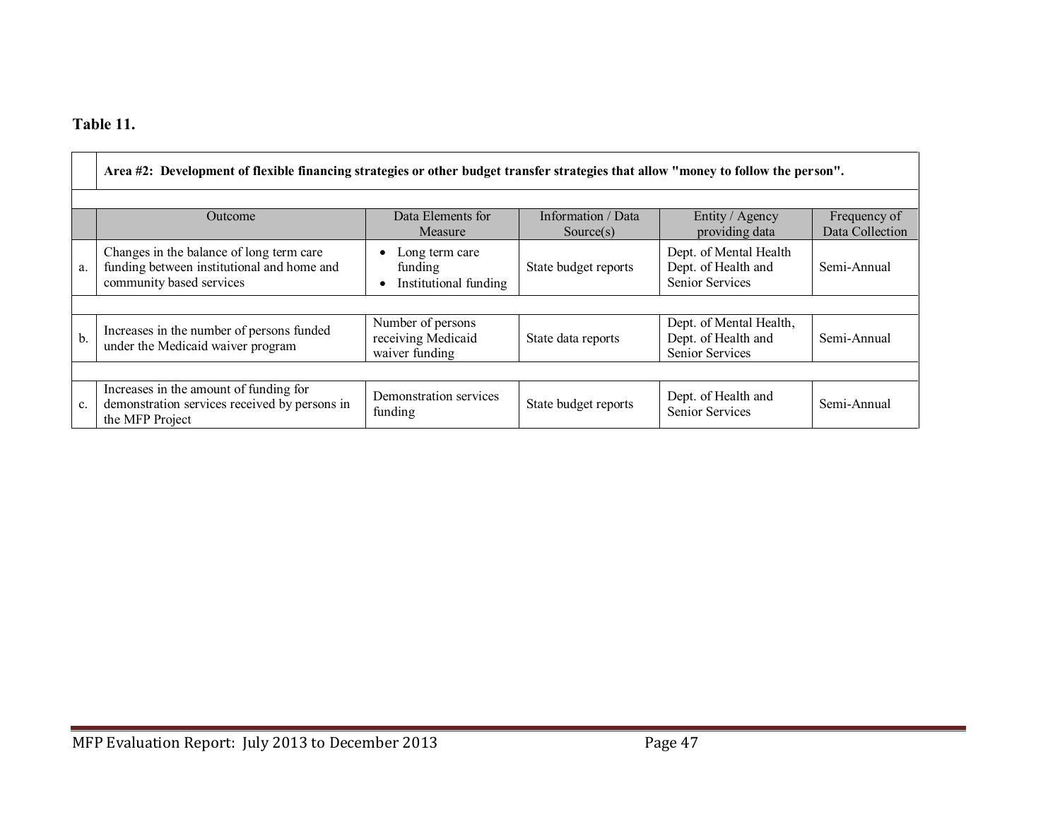**Table 11.**

| | Area #2: Development of flexible financing strategies or other budget transfer strategies that allow "money to follow the person". | | | | |
|---|---|---|---|---|---|
| | **Outcome** | **Data Elements for Measure** | **Information / Data Source(s)** | **Entity / Agency providing data** | **Frequency of Data Collection** |
| a. | Changes in the balance of long term care funding between institutional and home and community based services | • Long term care funding<br>• Institutional funding | State budget reports | Dept. of Mental Health Dept. of Health and Senior Services | Semi-Annual |
| b. | Increases in the number of persons funded under the Medicaid waiver program | Number of persons receiving Medicaid waiver funding | State data reports | Dept. of Mental Health, Dept. of Health and Senior Services | Semi-Annual |
| c. | Increases in the amount of funding for demonstration services received by persons in the MFP Project | Demonstration services funding | State budget reports | Dept. of Health and Senior Services | Semi-Annual |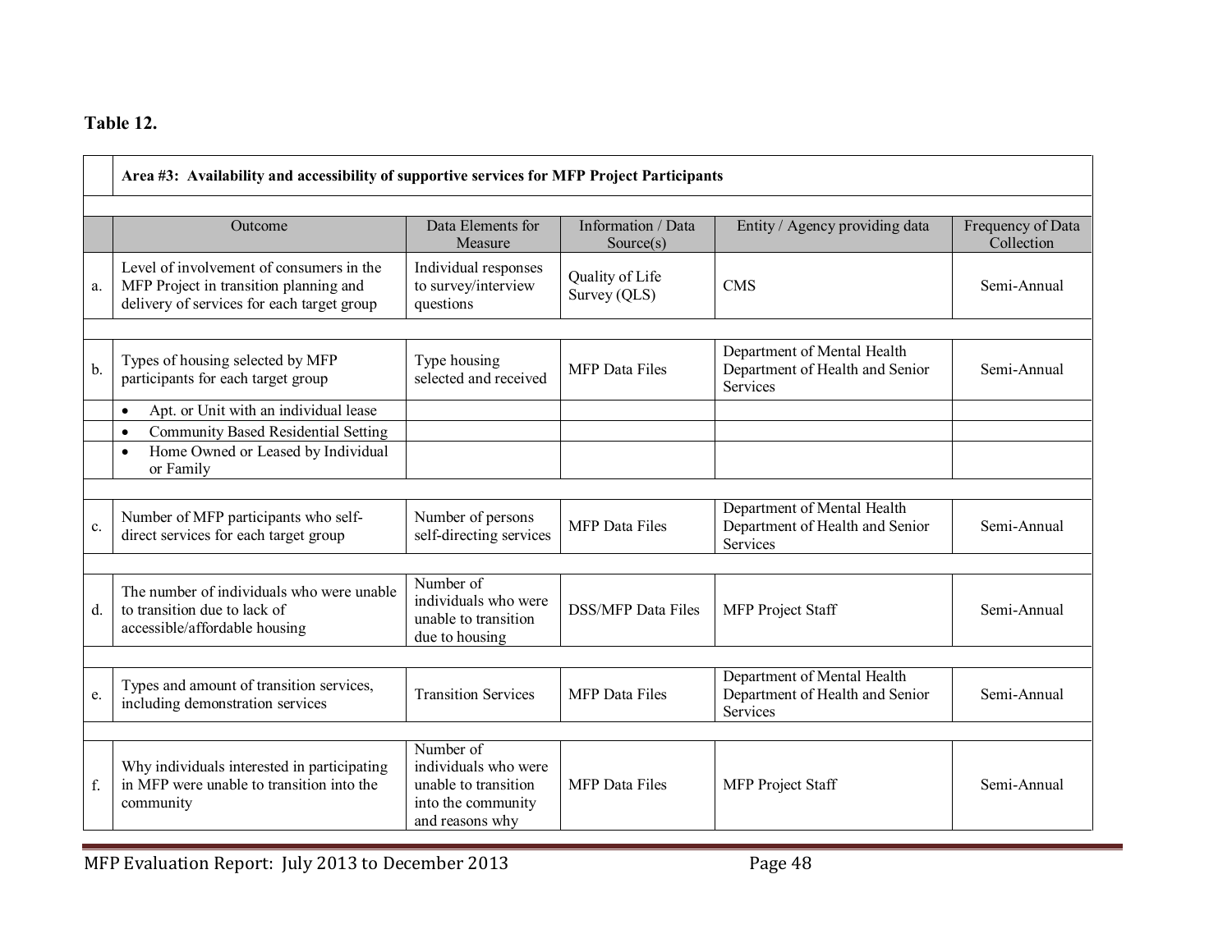**Table 12.**

| | Area #3: Availability and accessibility of supportive services for MFP Project Participants | | | | |
|---|---|---|---|---|---|
| | Outcome | Data Elements for Measure | Information / Data Source(s) | Entity / Agency providing data | Frequency of Data Collection |
| a. | Level of involvement of consumers in the MFP Project in transition planning and delivery of services for each target group | Individual responses to survey/interview questions | Quality of Life Survey (QLS) | CMS | Semi-Annual |
| b. | Types of housing selected by MFP participants for each target group | Type housing selected and received | MFP Data Files | Department of Mental Health Department of Health and Senior Services | Semi-Annual |
| | • Apt. or Unit with an individual lease | | | | |
| | • Community Based Residential Setting | | | | |
| | • Home Owned or Leased by Individual or Family | | | | |
| c. | Number of MFP participants who self-direct services for each target group | Number of persons self-directing services | MFP Data Files | Department of Mental Health Department of Health and Senior Services | Semi-Annual |
| d. | The number of individuals who were unable to transition due to lack of accessible/affordable housing | Number of individuals who were unable to transition due to housing | DSS/MFP Data Files | MFP Project Staff | Semi-Annual |
| e. | Types and amount of transition services, including demonstration services | Transition Services | MFP Data Files | Department of Mental Health Department of Health and Senior Services | Semi-Annual |
| f. | Why individuals interested in participating in MFP were unable to transition into the community | Number of individuals who were unable to transition into the community and reasons why | MFP Data Files | MFP Project Staff | Semi-Annual |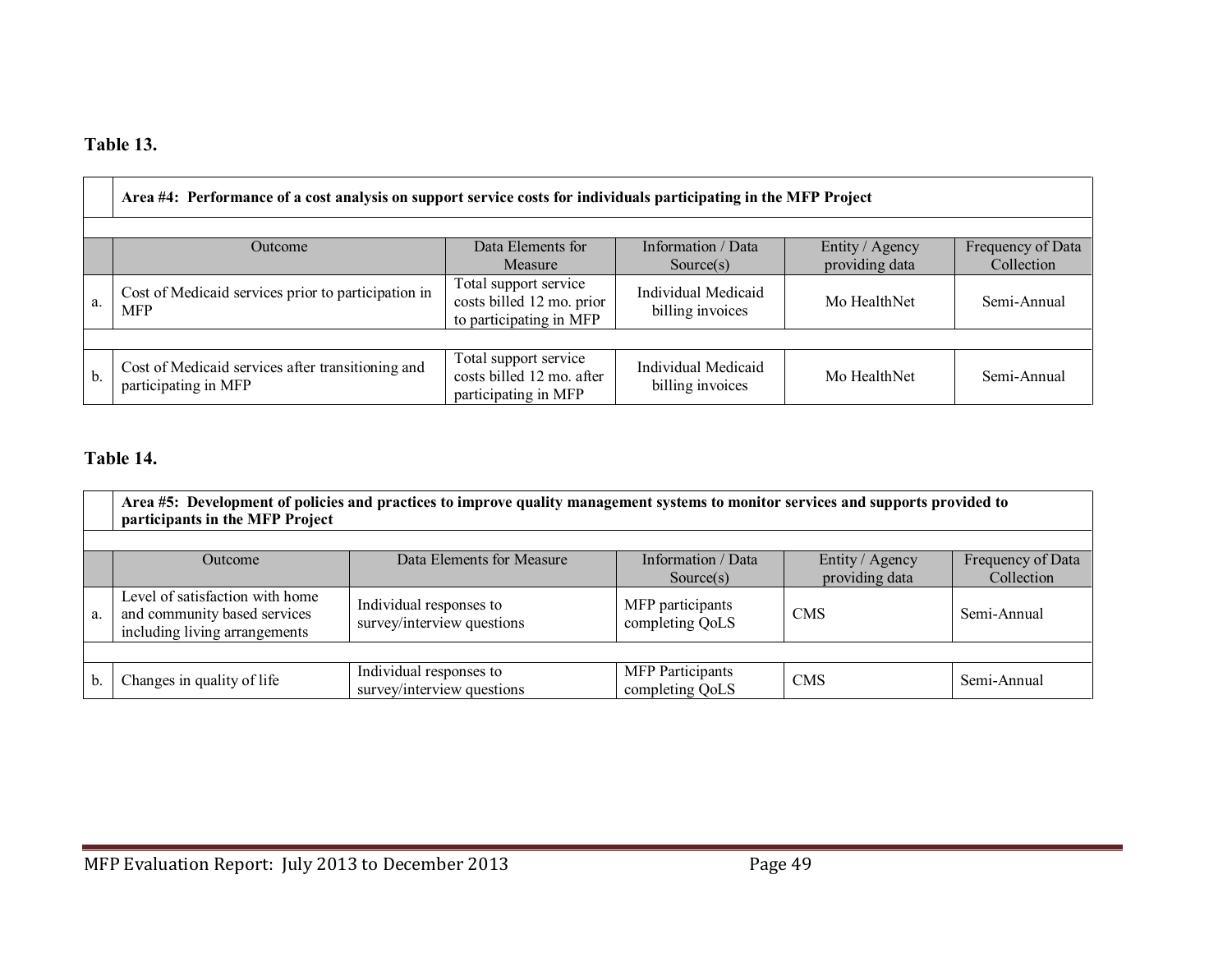**Table 13.**

| | Area #4: Performance of a cost analysis on support service costs for individuals participating in the MFP Project | | | | |
|---|---|---|---|---|---|
| | Outcome | Data Elements for Measure | Information / Data Source(s) | Entity / Agency providing data | Frequency of Data Collection |
| a. | Cost of Medicaid services prior to participation in MFP | Total support service costs billed 12 mo. prior to participating in MFP | Individual Medicaid billing invoices | Mo HealthNet | Semi-Annual |
| b. | Cost of Medicaid services after transitioning and participating in MFP | Total support service costs billed 12 mo. after participating in MFP | Individual Medicaid billing invoices | Mo HealthNet | Semi-Annual |

**Table 14.**

| | Area #5: Development of policies and practices to improve quality management systems to monitor services and supports provided to participants in the MFP Project | | | | |
|---|---|---|---|---|---|
| | Outcome | Data Elements for Measure | Information / Data Source(s) | Entity / Agency providing data | Frequency of Data Collection |
| a. | Level of satisfaction with home and community based services including living arrangements | Individual responses to survey/interview questions | MFP participants completing QoLS | CMS | Semi-Annual |
| b. | Changes in quality of life | Individual responses to survey/interview questions | MFP Participants completing QoLS | CMS | Semi-Annual |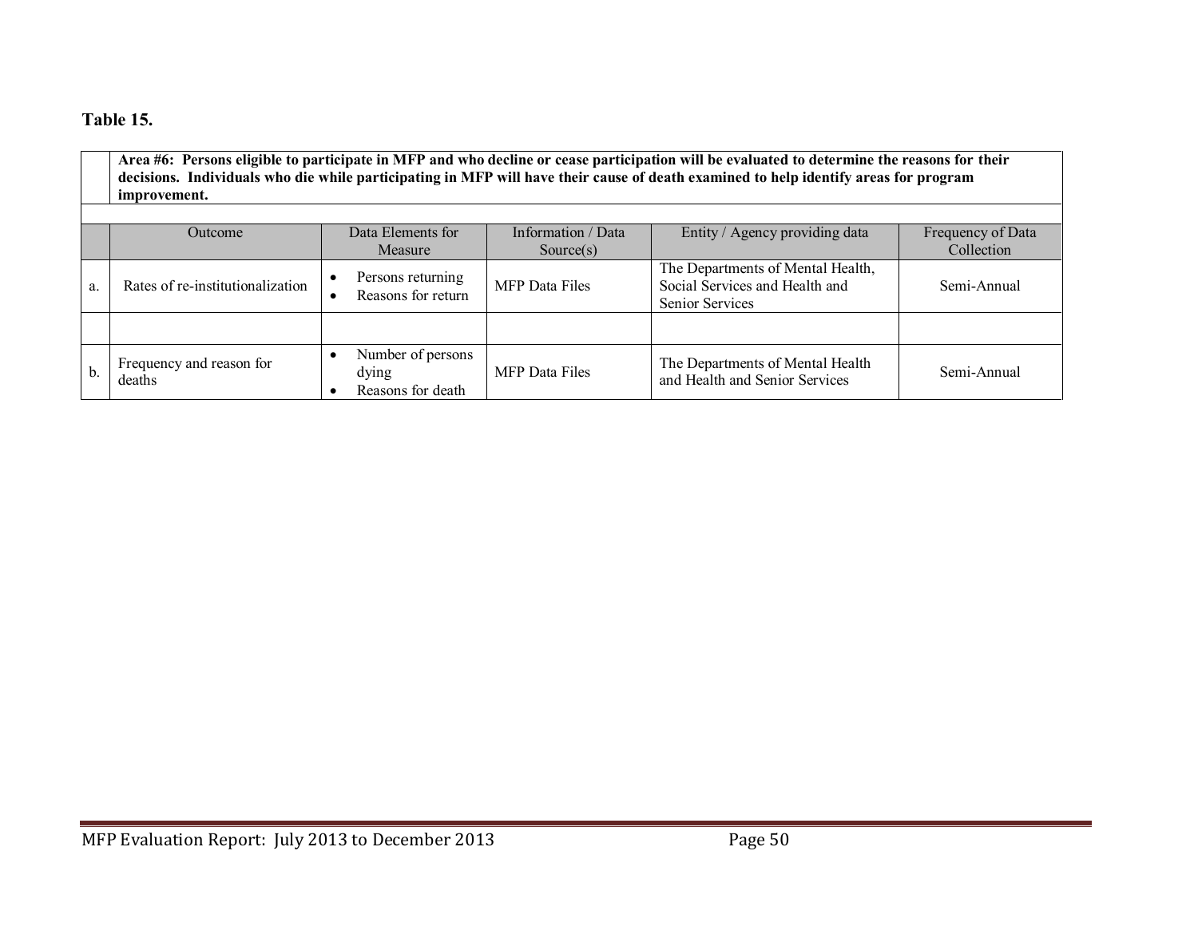**Table 15.**

| | Area #6: Persons eligible to participate in MFP and who decline or cease participation will be evaluated to determine the reasons for their decisions. Individuals who die while participating in MFP will have their cause of death examined to help identify areas for program improvement. | | | | |
|---|---|---|---|---|---|
| | Outcome | Data Elements for Measure | Information / Data Source(s) | Entity / Agency providing data | Frequency of Data Collection |
| a. | Rates of re-institutionalization | • Persons returning<br>• Reasons for return | MFP Data Files | The Departments of Mental Health, Social Services and Health and Senior Services | Semi-Annual |
| | | | | | |
| b. | Frequency and reason for deaths | • Number of persons dying<br>• Reasons for death | MFP Data Files | The Departments of Mental Health and Health and Senior Services | Semi-Annual |